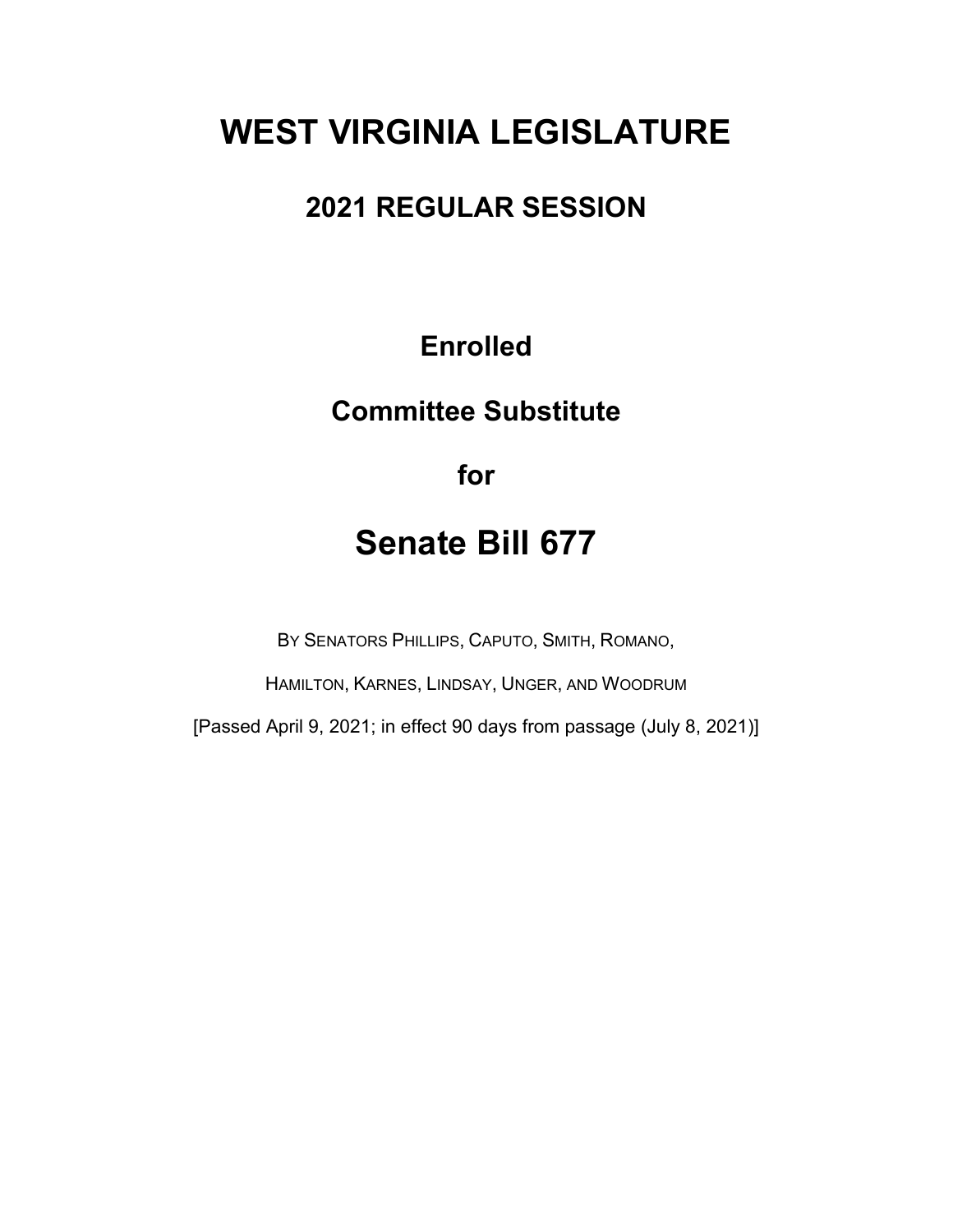# WEST VIRGINIA LEGISLATURE

## 2021 REGULAR SESSION

**Enrolled**

**Committee Substitute**

**for**

# Senate Bill 677

BY SENATORS PHILLIPS, CAPUTO, SMITH, ROMANO,

HAMILTON, KARNES, LINDSAY, UNGER, AND WOODRUM

[Passed April 9, 2021; in effect 90 days from passage (July 8, 2021)]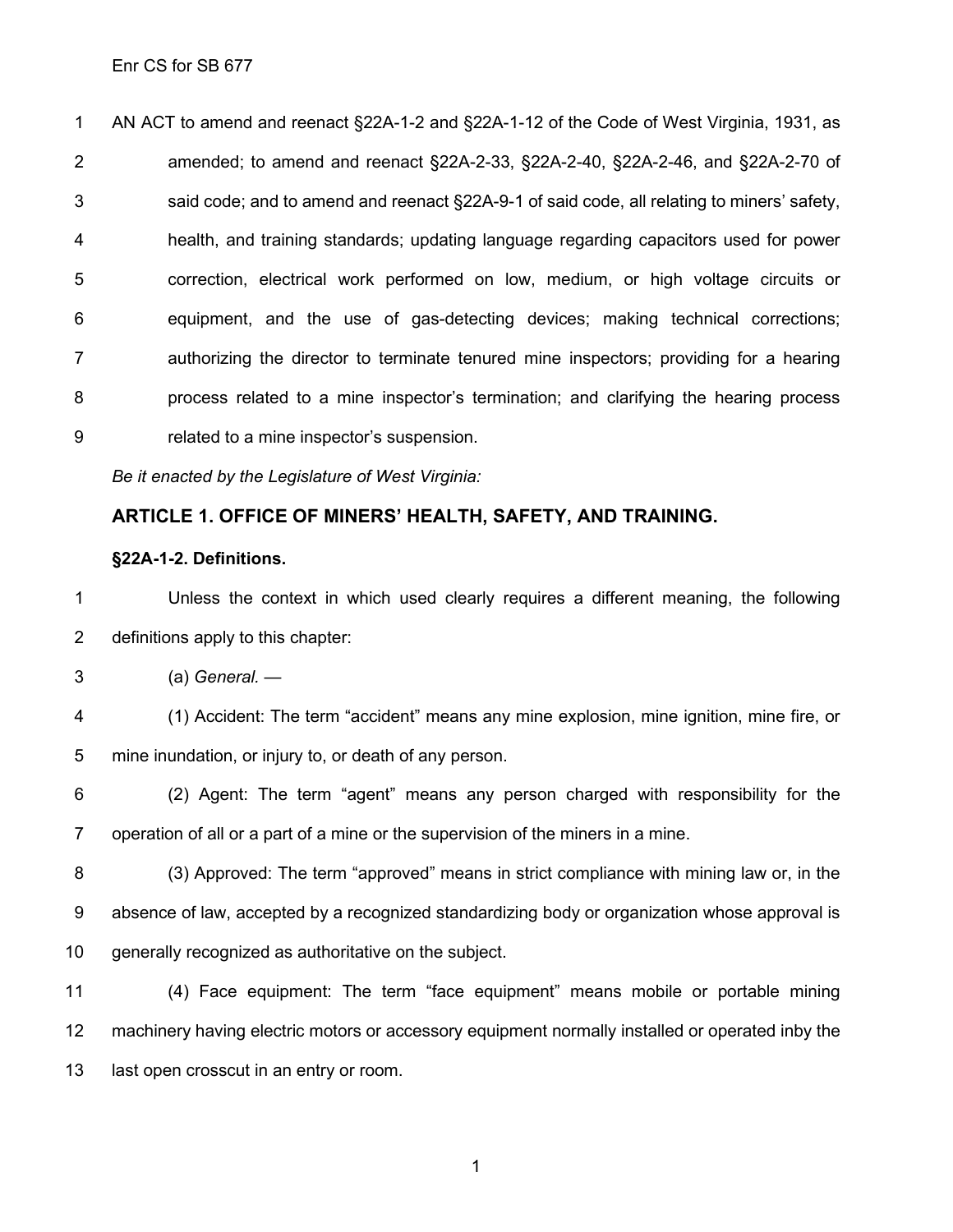AN ACT to amend and reenact §22A-1-2 and §22A-1-12 of the Code of West Virginia, 1931, as amended; to amend and reenact §22A-2-33, §22A-2-40, §22A-2-46, and §22A-2-70 of said code; and to amend and reenact §22A-9-1 of said code, all relating to miners' safety, health, and training standards; updating language regarding capacitors used for power correction, electrical work performed on low, medium, or high voltage circuits or equipment, and the use of gas-detecting devices; making technical corrections; authorizing the director to terminate tenured mine inspectors; providing for a hearing process related to a mine inspector's termination; and clarifying the hearing process related to a mine inspector's suspension.

*Be it enacted by the Legislature of West Virginia:*

## ARTICLE 1. OFFICE OF MINERS' HEALTH, SAFETY, AND TRAINING.

### §22A-1-2. Definitions.

Unless the context in which used clearly requires a different meaning, the following definitions apply to this chapter:

(a) *General.* —

(1) Accident: The term "accident" means any mine explosion, mine ignition, mine fire, or mine inundation, or injury to, or death of any person.

(2) Agent: The term "agent" means any person charged with responsibility for the operation of all or a part of a mine or the supervision of the miners in a mine.

(3) Approved: The term "approved" means in strict compliance with mining law or, in the absence of law, accepted by a recognized standardizing body or organization whose approval is generally recognized as authoritative on the subject.

(4) Face equipment: The term "face equipment" means mobile or portable mining machinery having electric motors or accessory equipment normally installed or operated inby the last open crosscut in an entry or room.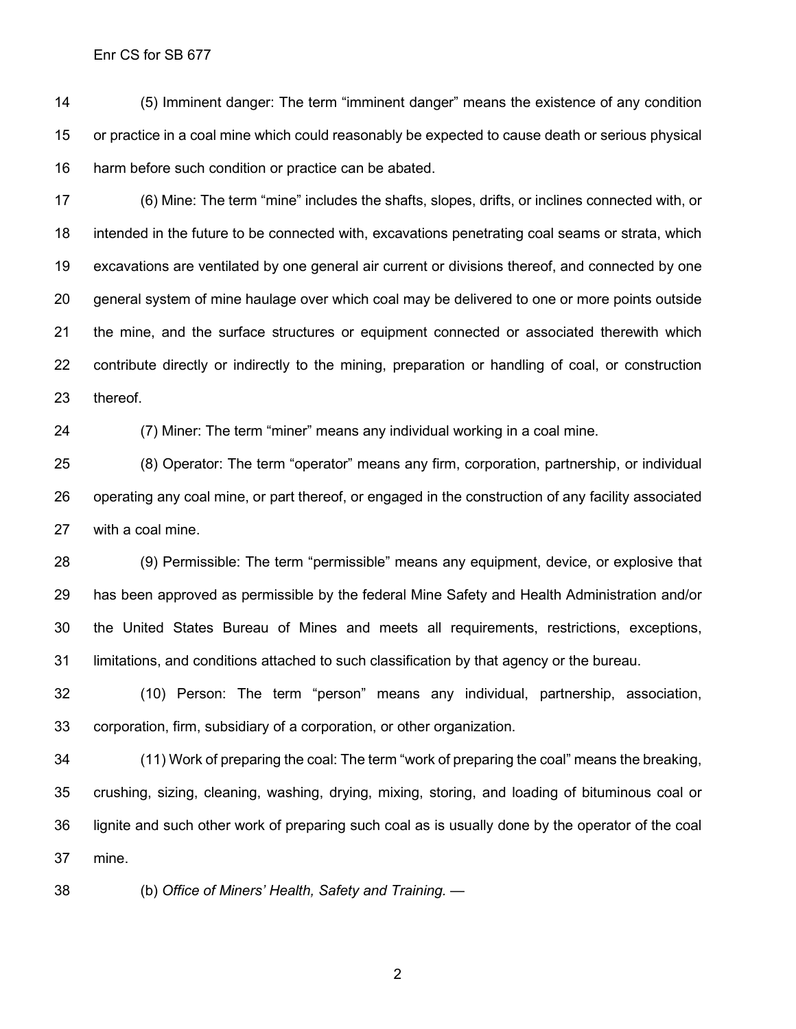(5) Imminent danger: The term “imminent danger” means the existence of any condition or practice in a coal mine which could reasonably be expected to cause death or serious physical harm before such condition or practice can be abated.

(6) Mine: The term “mine” includes the shafts, slopes, drifts, or inclines connected with, or intended in the future to be connected with, excavations penetrating coal seams or strata, which excavations are ventilated by one general air current or divisions thereof, and connected by one general system of mine haulage over which coal may be delivered to one or more points outside the mine, and the surface structures or equipment connected or associated therewith which contribute directly or indirectly to the mining, preparation or handling of coal, or construction thereof.

(7) Miner: The term “miner” means any individual working in a coal mine.

(8) Operator: The term “operator” means any firm, corporation, partnership, or individual operating any coal mine, or part thereof, or engaged in the construction of any facility associated with a coal mine.

(9) Permissible: The term “permissible” means any equipment, device, or explosive that has been approved as permissible by the federal Mine Safety and Health Administration and/or the United States Bureau of Mines and meets all requirements, restrictions, exceptions, limitations, and conditions attached to such classification by that agency or the bureau.

(10) Person: The term “person” means any individual, partnership, association, corporation, firm, subsidiary of a corporation, or other organization.

(11) Work of preparing the coal: The term “work of preparing the coal” means the breaking, crushing, sizing, cleaning, washing, drying, mixing, storing, and loading of bituminous coal or lignite and such other work of preparing such coal as is usually done by the operator of the coal mine.

(b) *Office of Miners’ Health, Safety and Training.* —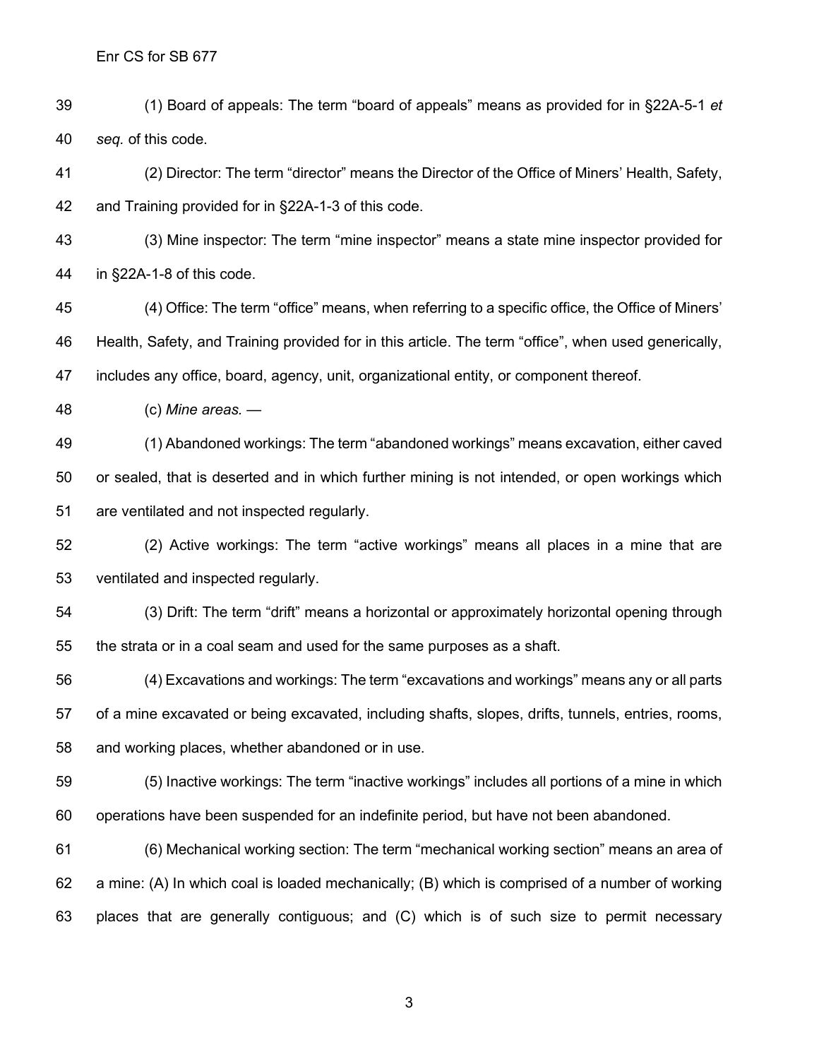(1) Board of appeals: The term "board of appeals" means as provided for in §22A-5-1 *et seq.* of this code.

(2) Director: The term "director" means the Director of the Office of Miners' Health, Safety, and Training provided for in §22A-1-3 of this code.

(3) Mine inspector: The term "mine inspector" means a state mine inspector provided for in §22A-1-8 of this code.

(4) Office: The term "office" means, when referring to a specific office, the Office of Miners' Health, Safety, and Training provided for in this article. The term "office", when used generically, includes any office, board, agency, unit, organizational entity, or component thereof.

(c) *Mine areas.* —

(1) Abandoned workings: The term "abandoned workings" means excavation, either caved or sealed, that is deserted and in which further mining is not intended, or open workings which are ventilated and not inspected regularly.

(2) Active workings: The term "active workings" means all places in a mine that are ventilated and inspected regularly.

(3) Drift: The term "drift" means a horizontal or approximately horizontal opening through the strata or in a coal seam and used for the same purposes as a shaft.

(4) Excavations and workings: The term "excavations and workings" means any or all parts of a mine excavated or being excavated, including shafts, slopes, drifts, tunnels, entries, rooms, and working places, whether abandoned or in use.

(5) Inactive workings: The term "inactive workings" includes all portions of a mine in which operations have been suspended for an indefinite period, but have not been abandoned.

(6) Mechanical working section: The term "mechanical working section" means an area of a mine: (A) In which coal is loaded mechanically; (B) which is comprised of a number of working places that are generally contiguous; and (C) which is of such size to permit necessary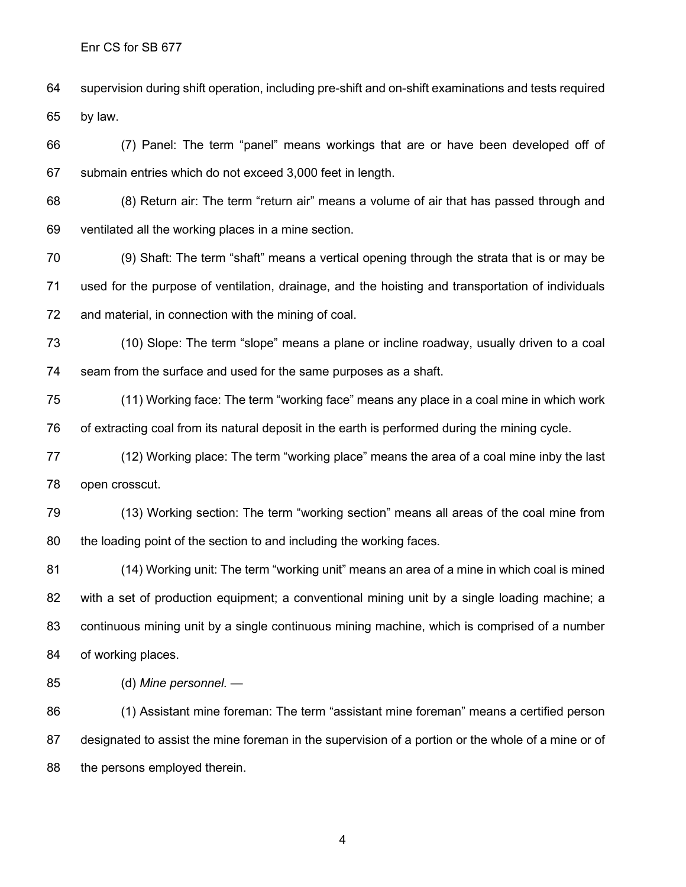supervision during shift operation, including pre-shift and on-shift examinations and tests required by law.

(7) Panel: The term “panel” means workings that are or have been developed off of submain entries which do not exceed 3,000 feet in length.

(8) Return air: The term “return air” means a volume of air that has passed through and ventilated all the working places in a mine section.

(9) Shaft: The term “shaft” means a vertical opening through the strata that is or may be used for the purpose of ventilation, drainage, and the hoisting and transportation of individuals and material, in connection with the mining of coal.

(10) Slope: The term “slope” means a plane or incline roadway, usually driven to a coal seam from the surface and used for the same purposes as a shaft.

(11) Working face: The term “working face” means any place in a coal mine in which work of extracting coal from its natural deposit in the earth is performed during the mining cycle.

(12) Working place: The term “working place” means the area of a coal mine inby the last open crosscut.

(13) Working section: The term “working section” means all areas of the coal mine from the loading point of the section to and including the working faces.

(14) Working unit: The term “working unit” means an area of a mine in which coal is mined with a set of production equipment; a conventional mining unit by a single loading machine; a continuous mining unit by a single continuous mining machine, which is comprised of a number of working places.

(d) *Mine personnel.* —

(1) Assistant mine foreman: The term “assistant mine foreman” means a certified person designated to assist the mine foreman in the supervision of a portion or the whole of a mine or of the persons employed therein.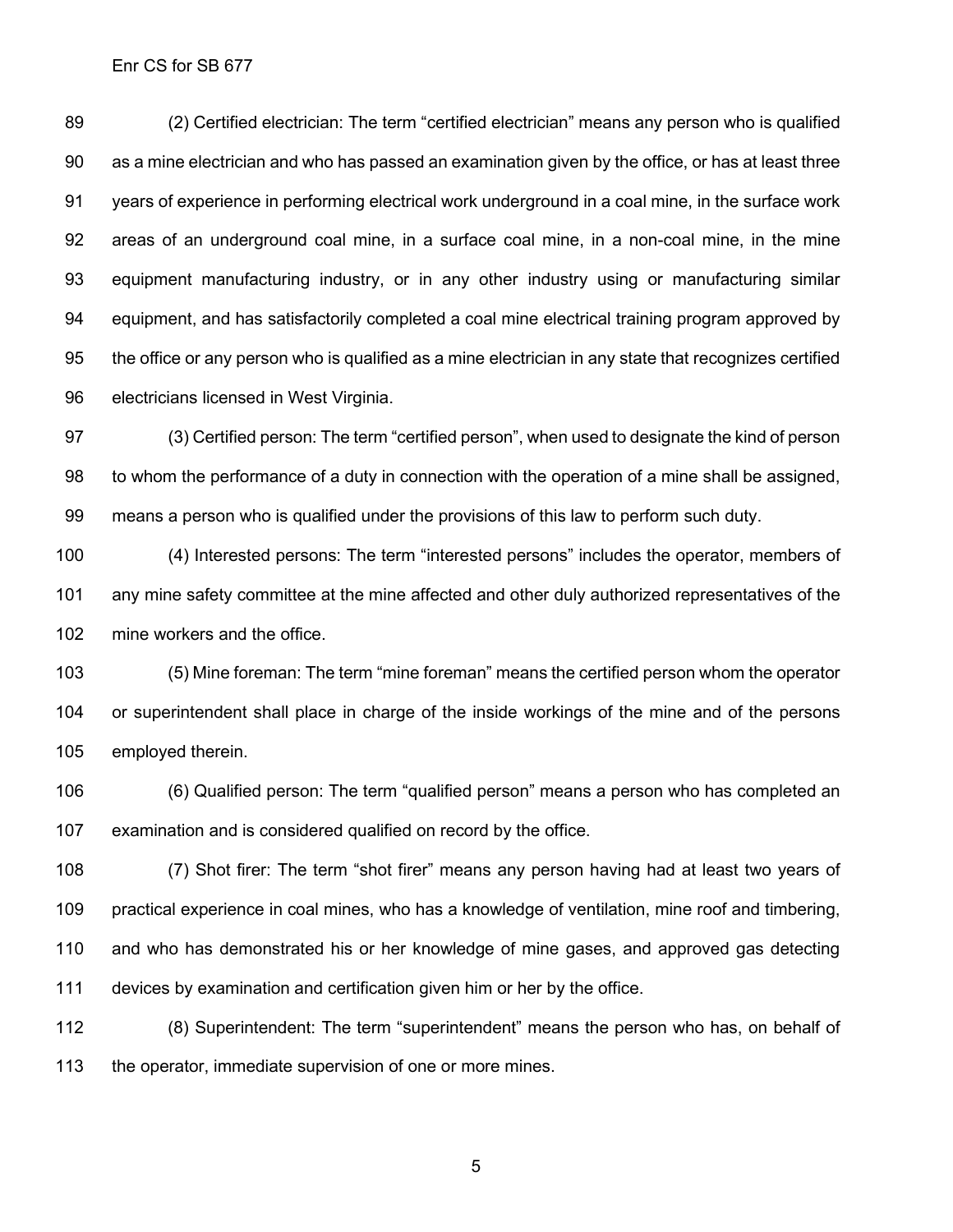(2) Certified electrician: The term “certified electrician” means any person who is qualified as a mine electrician and who has passed an examination given by the office, or has at least three years of experience in performing electrical work underground in a coal mine, in the surface work areas of an underground coal mine, in a surface coal mine, in a non-coal mine, in the mine equipment manufacturing industry, or in any other industry using or manufacturing similar equipment, and has satisfactorily completed a coal mine electrical training program approved by the office or any person who is qualified as a mine electrician in any state that recognizes certified electricians licensed in West Virginia.

(3) Certified person: The term “certified person”, when used to designate the kind of person to whom the performance of a duty in connection with the operation of a mine shall be assigned, means a person who is qualified under the provisions of this law to perform such duty.

(4) Interested persons: The term “interested persons” includes the operator, members of any mine safety committee at the mine affected and other duly authorized representatives of the mine workers and the office.

(5) Mine foreman: The term “mine foreman” means the certified person whom the operator or superintendent shall place in charge of the inside workings of the mine and of the persons employed therein.

(6) Qualified person: The term “qualified person” means a person who has completed an examination and is considered qualified on record by the office.

(7) Shot firer: The term “shot firer” means any person having had at least two years of practical experience in coal mines, who has a knowledge of ventilation, mine roof and timbering, and who has demonstrated his or her knowledge of mine gases, and approved gas detecting devices by examination and certification given him or her by the office.

(8) Superintendent: The term “superintendent” means the person who has, on behalf of the operator, immediate supervision of one or more mines.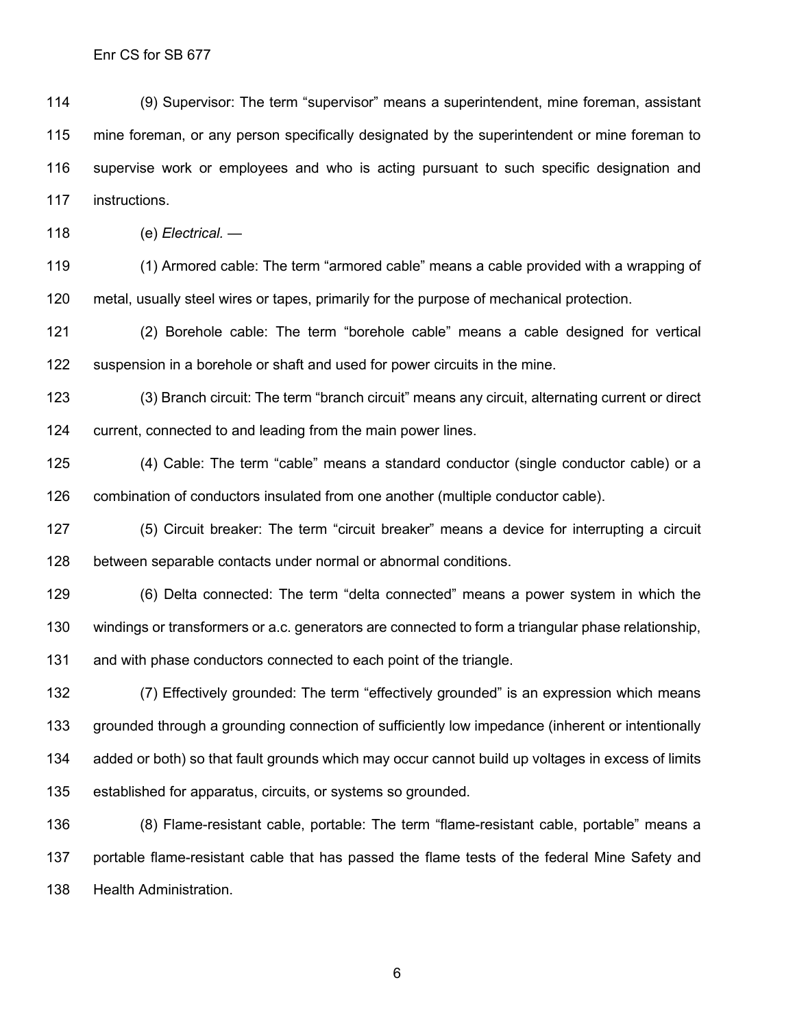(9) Supervisor: The term “supervisor” means a superintendent, mine foreman, assistant mine foreman, or any person specifically designated by the superintendent or mine foreman to supervise work or employees and who is acting pursuant to such specific designation and instructions.

(e) *Electrical.* —

(1) Armored cable: The term “armored cable” means a cable provided with a wrapping of metal, usually steel wires or tapes, primarily for the purpose of mechanical protection.

(2) Borehole cable: The term “borehole cable” means a cable designed for vertical suspension in a borehole or shaft and used for power circuits in the mine.

(3) Branch circuit: The term “branch circuit” means any circuit, alternating current or direct current, connected to and leading from the main power lines.

(4) Cable: The term “cable” means a standard conductor (single conductor cable) or a combination of conductors insulated from one another (multiple conductor cable).

(5) Circuit breaker: The term “circuit breaker” means a device for interrupting a circuit between separable contacts under normal or abnormal conditions.

(6) Delta connected: The term “delta connected” means a power system in which the windings or transformers or a.c. generators are connected to form a triangular phase relationship, and with phase conductors connected to each point of the triangle.

(7) Effectively grounded: The term “effectively grounded” is an expression which means grounded through a grounding connection of sufficiently low impedance (inherent or intentionally added or both) so that fault grounds which may occur cannot build up voltages in excess of limits established for apparatus, circuits, or systems so grounded.

(8) Flame-resistant cable, portable: The term “flame-resistant cable, portable” means a portable flame-resistant cable that has passed the flame tests of the federal Mine Safety and Health Administration.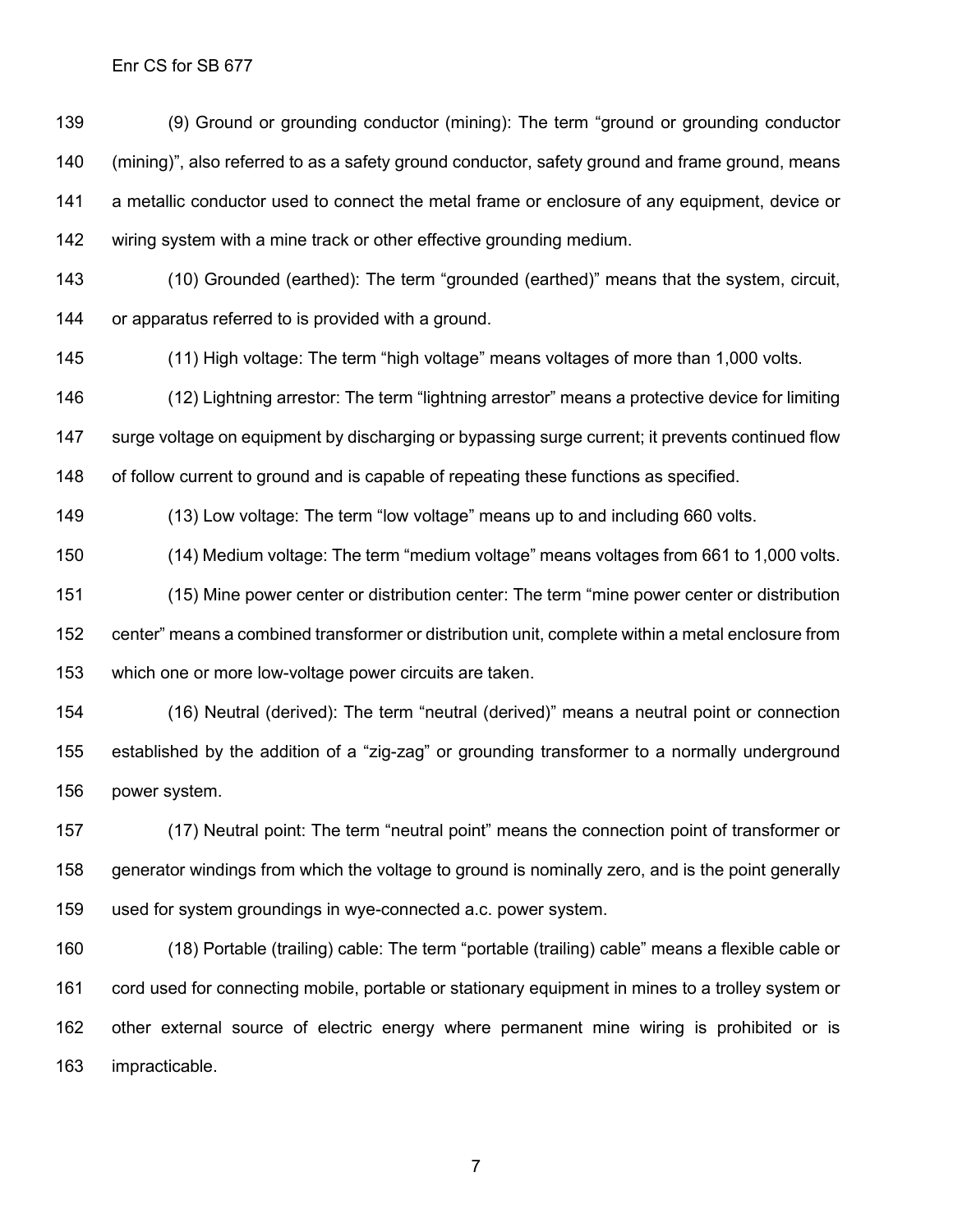(9) Ground or grounding conductor (mining): The term "ground or grounding conductor (mining)", also referred to as a safety ground conductor, safety ground and frame ground, means a metallic conductor used to connect the metal frame or enclosure of any equipment, device or wiring system with a mine track or other effective grounding medium.

(10) Grounded (earthed): The term "grounded (earthed)" means that the system, circuit, or apparatus referred to is provided with a ground.

(11) High voltage: The term "high voltage" means voltages of more than 1,000 volts.

(12) Lightning arrestor: The term "lightning arrestor" means a protective device for limiting surge voltage on equipment by discharging or bypassing surge current; it prevents continued flow of follow current to ground and is capable of repeating these functions as specified.

(13) Low voltage: The term "low voltage" means up to and including 660 volts.

(14) Medium voltage: The term "medium voltage" means voltages from 661 to 1,000 volts.

(15) Mine power center or distribution center: The term "mine power center or distribution center" means a combined transformer or distribution unit, complete within a metal enclosure from which one or more low-voltage power circuits are taken.

(16) Neutral (derived): The term "neutral (derived)" means a neutral point or connection established by the addition of a "zig-zag" or grounding transformer to a normally underground power system.

(17) Neutral point: The term "neutral point" means the connection point of transformer or generator windings from which the voltage to ground is nominally zero, and is the point generally used for system groundings in wye-connected a.c. power system.

(18) Portable (trailing) cable: The term "portable (trailing) cable" means a flexible cable or cord used for connecting mobile, portable or stationary equipment in mines to a trolley system or other external source of electric energy where permanent mine wiring is prohibited or is impracticable.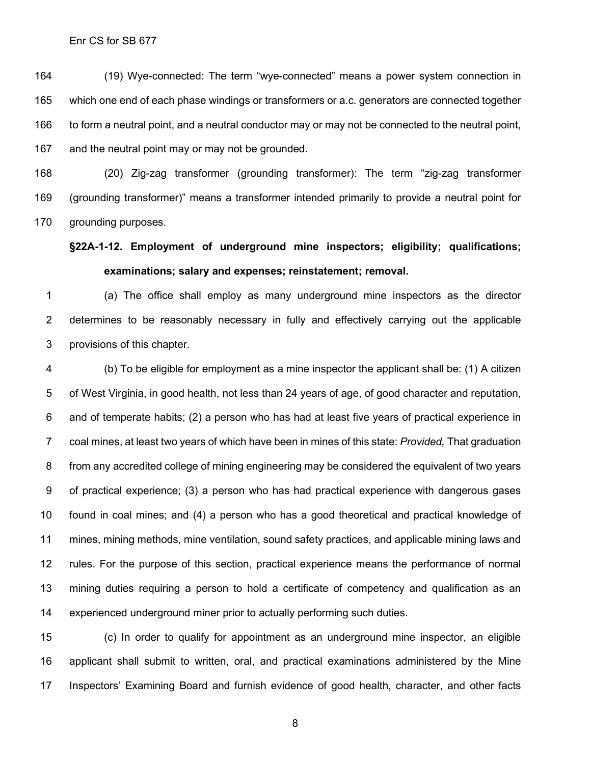(19) Wye-connected: The term "wye-connected" means a power system connection in which one end of each phase windings or transformers or a.c. generators are connected together to form a neutral point, and a neutral conductor may or may not be connected to the neutral point, and the neutral point may or may not be grounded.

(20) Zig-zag transformer (grounding transformer): The term "zig-zag transformer (grounding transformer)" means a transformer intended primarily to provide a neutral point for grounding purposes.

**§22A-1-12. Employment of underground mine inspectors; eligibility; qualifications; examinations; salary and expenses; reinstatement; removal.**

(a) The office shall employ as many underground mine inspectors as the director determines to be reasonably necessary in fully and effectively carrying out the applicable provisions of this chapter.

(b) To be eligible for employment as a mine inspector the applicant shall be: (1) A citizen of West Virginia, in good health, not less than 24 years of age, of good character and reputation, and of temperate habits; (2) a person who has had at least five years of practical experience in coal mines, at least two years of which have been in mines of this state: *Provided,* That graduation from any accredited college of mining engineering may be considered the equivalent of two years of practical experience; (3) a person who has had practical experience with dangerous gases found in coal mines; and (4) a person who has a good theoretical and practical knowledge of mines, mining methods, mine ventilation, sound safety practices, and applicable mining laws and rules. For the purpose of this section, practical experience means the performance of normal mining duties requiring a person to hold a certificate of competency and qualification as an experienced underground miner prior to actually performing such duties.

(c) In order to qualify for appointment as an underground mine inspector, an eligible applicant shall submit to written, oral, and practical examinations administered by the Mine Inspectors' Examining Board and furnish evidence of good health, character, and other facts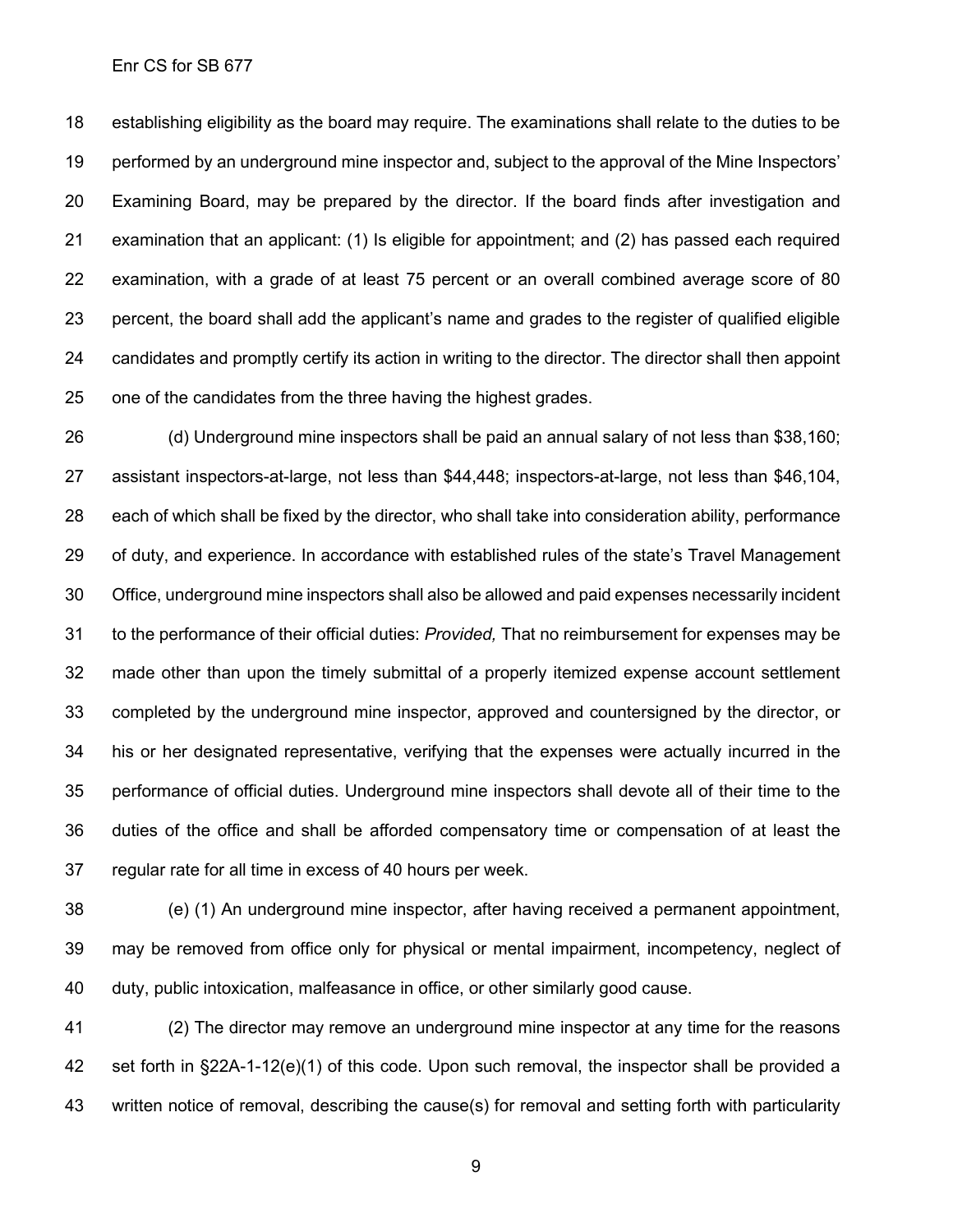establishing eligibility as the board may require. The examinations shall relate to the duties to be performed by an underground mine inspector and, subject to the approval of the Mine Inspectors' Examining Board, may be prepared by the director. If the board finds after investigation and examination that an applicant: (1) Is eligible for appointment; and (2) has passed each required examination, with a grade of at least 75 percent or an overall combined average score of 80 percent, the board shall add the applicant's name and grades to the register of qualified eligible candidates and promptly certify its action in writing to the director. The director shall then appoint one of the candidates from the three having the highest grades.

(d) Underground mine inspectors shall be paid an annual salary of not less than $38,160; assistant inspectors-at-large, not less than $44,448; inspectors-at-large, not less than $46,104, each of which shall be fixed by the director, who shall take into consideration ability, performance of duty, and experience. In accordance with established rules of the state's Travel Management Office, underground mine inspectors shall also be allowed and paid expenses necessarily incident to the performance of their official duties: *Provided,* That no reimbursement for expenses may be made other than upon the timely submittal of a properly itemized expense account settlement completed by the underground mine inspector, approved and countersigned by the director, or his or her designated representative, verifying that the expenses were actually incurred in the performance of official duties. Underground mine inspectors shall devote all of their time to the duties of the office and shall be afforded compensatory time or compensation of at least the regular rate for all time in excess of 40 hours per week.

(e) (1) An underground mine inspector, after having received a permanent appointment, may be removed from office only for physical or mental impairment, incompetency, neglect of duty, public intoxication, malfeasance in office, or other similarly good cause.

(2) The director may remove an underground mine inspector at any time for the reasons set forth in §22A-1-12(e)(1) of this code. Upon such removal, the inspector shall be provided a written notice of removal, describing the cause(s) for removal and setting forth with particularity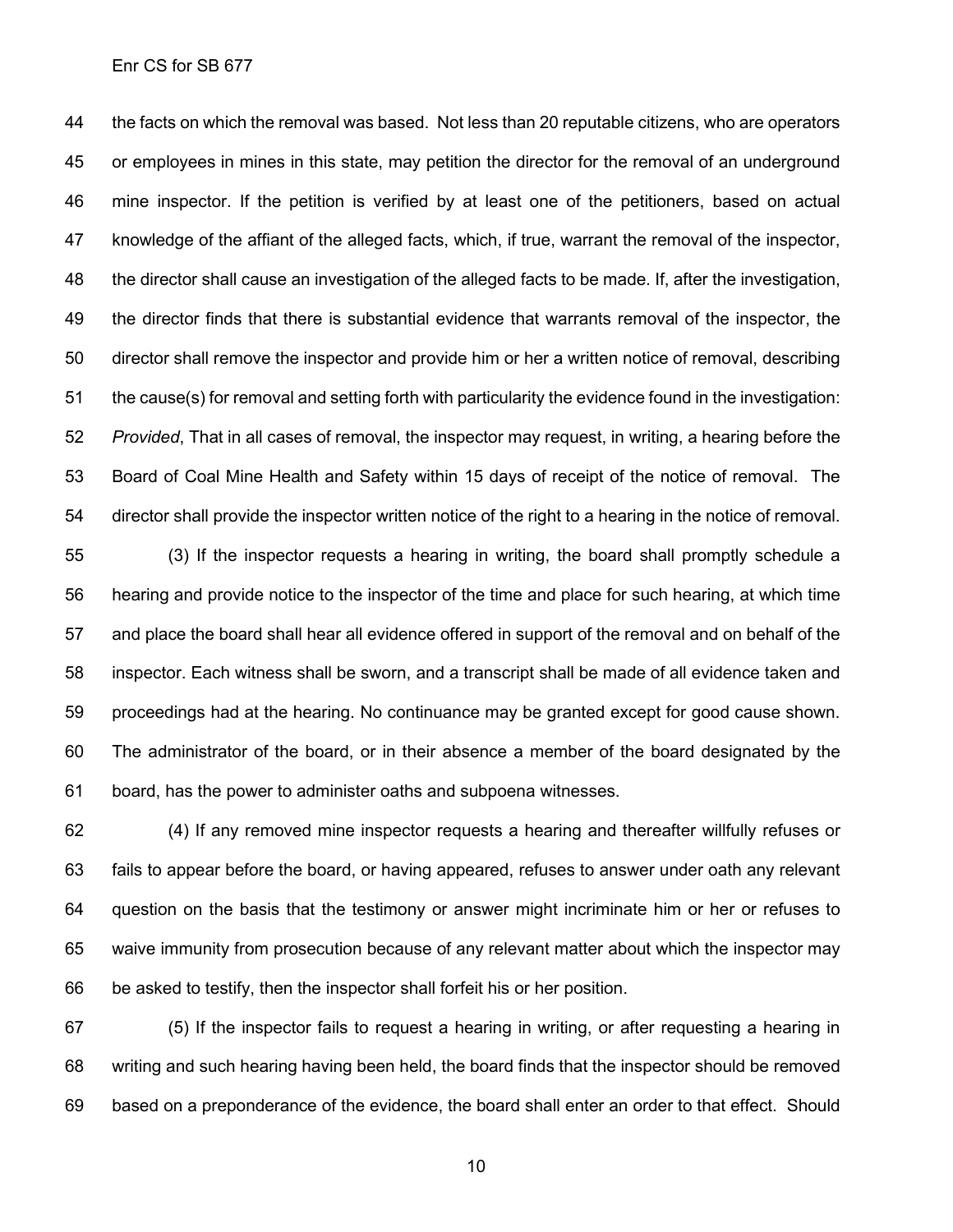the facts on which the removal was based. Not less than 20 reputable citizens, who are operators or employees in mines in this state, may petition the director for the removal of an underground mine inspector. If the petition is verified by at least one of the petitioners, based on actual knowledge of the affiant of the alleged facts, which, if true, warrant the removal of the inspector, the director shall cause an investigation of the alleged facts to be made. If, after the investigation, the director finds that there is substantial evidence that warrants removal of the inspector, the director shall remove the inspector and provide him or her a written notice of removal, describing the cause(s) for removal and setting forth with particularity the evidence found in the investigation: *Provided*, That in all cases of removal, the inspector may request, in writing, a hearing before the Board of Coal Mine Health and Safety within 15 days of receipt of the notice of removal. The director shall provide the inspector written notice of the right to a hearing in the notice of removal.

(3) If the inspector requests a hearing in writing, the board shall promptly schedule a hearing and provide notice to the inspector of the time and place for such hearing, at which time and place the board shall hear all evidence offered in support of the removal and on behalf of the inspector. Each witness shall be sworn, and a transcript shall be made of all evidence taken and proceedings had at the hearing. No continuance may be granted except for good cause shown. The administrator of the board, or in their absence a member of the board designated by the board, has the power to administer oaths and subpoena witnesses.

(4) If any removed mine inspector requests a hearing and thereafter willfully refuses or fails to appear before the board, or having appeared, refuses to answer under oath any relevant question on the basis that the testimony or answer might incriminate him or her or refuses to waive immunity from prosecution because of any relevant matter about which the inspector may be asked to testify, then the inspector shall forfeit his or her position.

(5) If the inspector fails to request a hearing in writing, or after requesting a hearing in writing and such hearing having been held, the board finds that the inspector should be removed based on a preponderance of the evidence, the board shall enter an order to that effect. Should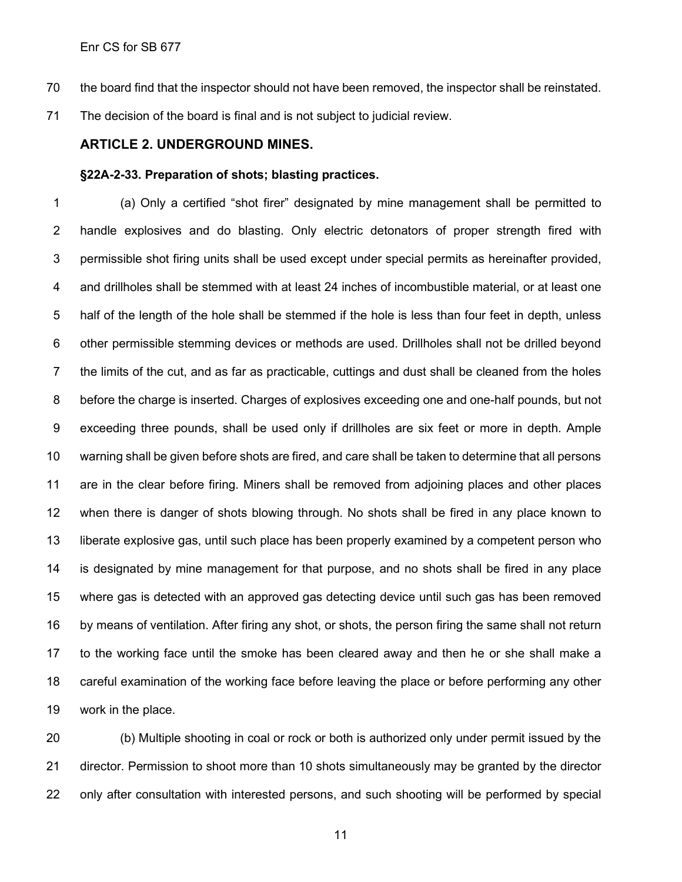the board find that the inspector should not have been removed, the inspector shall be reinstated. The decision of the board is final and is not subject to judicial review.

## ARTICLE 2. UNDERGROUND MINES.

### §22A-2-33. Preparation of shots; blasting practices.

(a) Only a certified "shot firer" designated by mine management shall be permitted to handle explosives and do blasting. Only electric detonators of proper strength fired with permissible shot firing units shall be used except under special permits as hereinafter provided, and drillholes shall be stemmed with at least 24 inches of incombustible material, or at least one half of the length of the hole shall be stemmed if the hole is less than four feet in depth, unless other permissible stemming devices or methods are used. Drillholes shall not be drilled beyond the limits of the cut, and as far as practicable, cuttings and dust shall be cleaned from the holes before the charge is inserted. Charges of explosives exceeding one and one-half pounds, but not exceeding three pounds, shall be used only if drillholes are six feet or more in depth. Ample warning shall be given before shots are fired, and care shall be taken to determine that all persons are in the clear before firing. Miners shall be removed from adjoining places and other places when there is danger of shots blowing through. No shots shall be fired in any place known to liberate explosive gas, until such place has been properly examined by a competent person who is designated by mine management for that purpose, and no shots shall be fired in any place where gas is detected with an approved gas detecting device until such gas has been removed by means of ventilation. After firing any shot, or shots, the person firing the same shall not return to the working face until the smoke has been cleared away and then he or she shall make a careful examination of the working face before leaving the place or before performing any other work in the place.

(b) Multiple shooting in coal or rock or both is authorized only under permit issued by the director. Permission to shoot more than 10 shots simultaneously may be granted by the director only after consultation with interested persons, and such shooting will be performed by special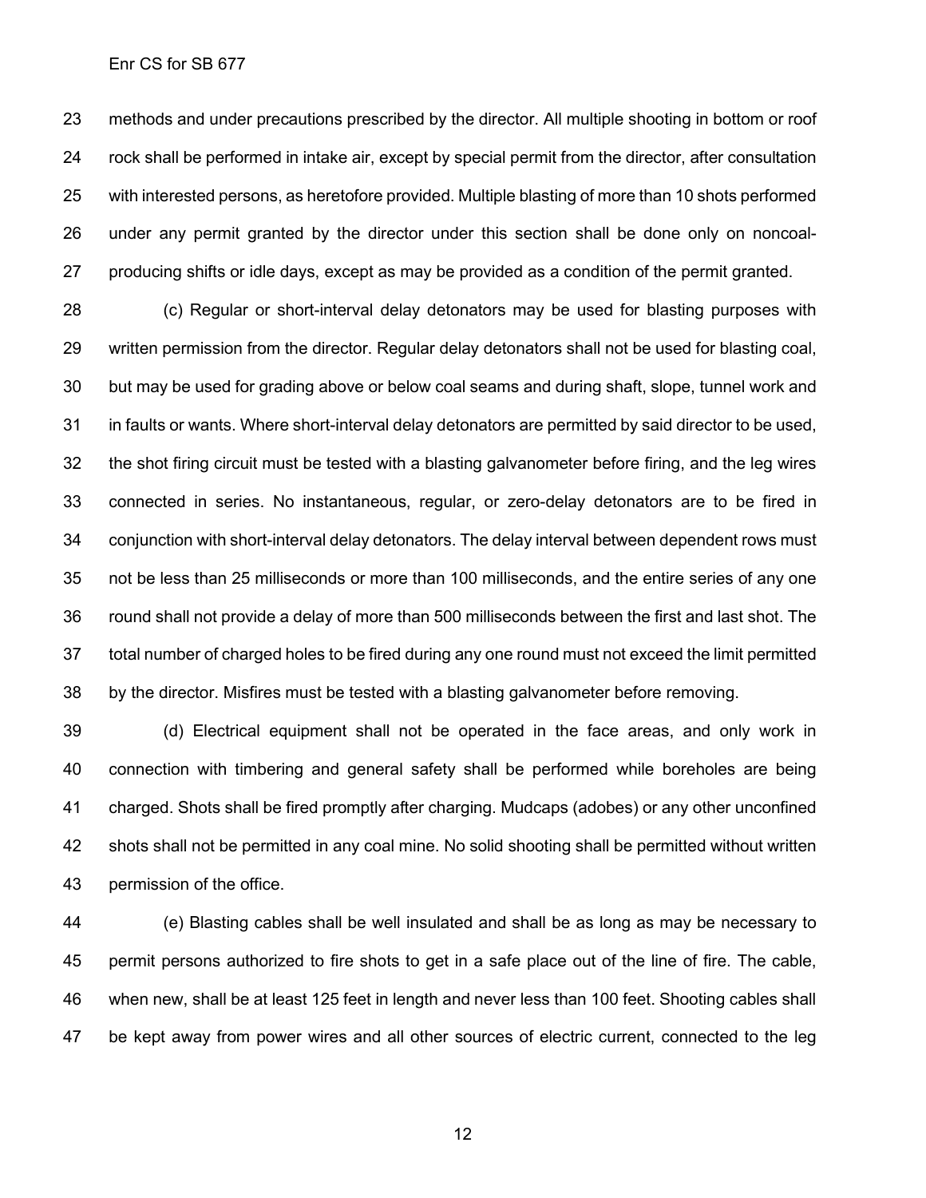methods and under precautions prescribed by the director. All multiple shooting in bottom or roof rock shall be performed in intake air, except by special permit from the director, after consultation with interested persons, as heretofore provided. Multiple blasting of more than 10 shots performed under any permit granted by the director under this section shall be done only on noncoal-producing shifts or idle days, except as may be provided as a condition of the permit granted.

(c) Regular or short-interval delay detonators may be used for blasting purposes with written permission from the director. Regular delay detonators shall not be used for blasting coal, but may be used for grading above or below coal seams and during shaft, slope, tunnel work and in faults or wants. Where short-interval delay detonators are permitted by said director to be used, the shot firing circuit must be tested with a blasting galvanometer before firing, and the leg wires connected in series. No instantaneous, regular, or zero-delay detonators are to be fired in conjunction with short-interval delay detonators. The delay interval between dependent rows must not be less than 25 milliseconds or more than 100 milliseconds, and the entire series of any one round shall not provide a delay of more than 500 milliseconds between the first and last shot. The total number of charged holes to be fired during any one round must not exceed the limit permitted by the director. Misfires must be tested with a blasting galvanometer before removing.

(d) Electrical equipment shall not be operated in the face areas, and only work in connection with timbering and general safety shall be performed while boreholes are being charged. Shots shall be fired promptly after charging. Mudcaps (adobes) or any other unconfined shots shall not be permitted in any coal mine. No solid shooting shall be permitted without written permission of the office.

(e) Blasting cables shall be well insulated and shall be as long as may be necessary to permit persons authorized to fire shots to get in a safe place out of the line of fire. The cable, when new, shall be at least 125 feet in length and never less than 100 feet. Shooting cables shall be kept away from power wires and all other sources of electric current, connected to the leg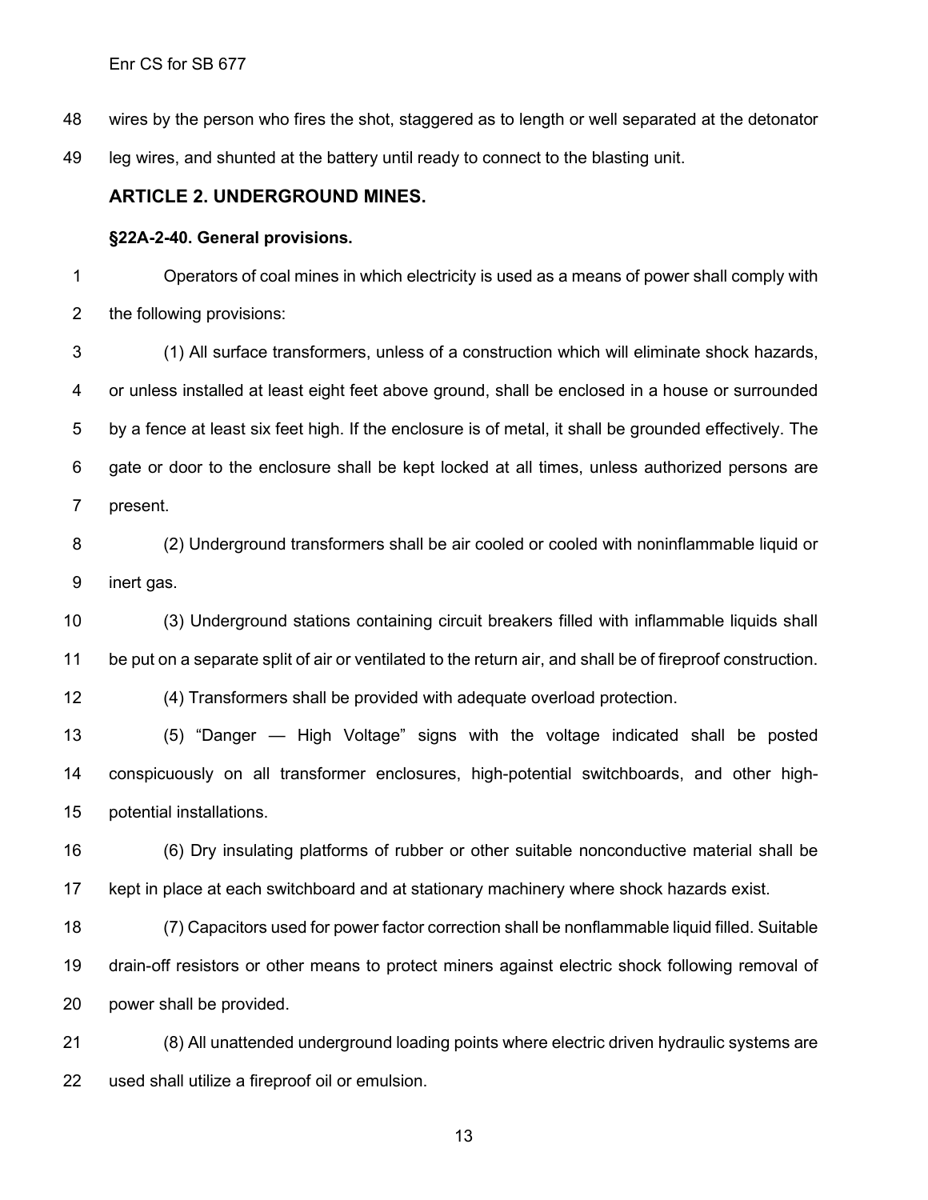wires by the person who fires the shot, staggered as to length or well separated at the detonator leg wires, and shunted at the battery until ready to connect to the blasting unit.

## ARTICLE 2. UNDERGROUND MINES.

### §22A-2-40. General provisions.

Operators of coal mines in which electricity is used as a means of power shall comply with the following provisions:

(1) All surface transformers, unless of a construction which will eliminate shock hazards, or unless installed at least eight feet above ground, shall be enclosed in a house or surrounded by a fence at least six feet high. If the enclosure is of metal, it shall be grounded effectively. The gate or door to the enclosure shall be kept locked at all times, unless authorized persons are present.

(2) Underground transformers shall be air cooled or cooled with noninflammable liquid or inert gas.

(3) Underground stations containing circuit breakers filled with inflammable liquids shall be put on a separate split of air or ventilated to the return air, and shall be of fireproof construction.

(4) Transformers shall be provided with adequate overload protection.

(5) "Danger — High Voltage" signs with the voltage indicated shall be posted conspicuously on all transformer enclosures, high-potential switchboards, and other high-potential installations.

(6) Dry insulating platforms of rubber or other suitable nonconductive material shall be kept in place at each switchboard and at stationary machinery where shock hazards exist.

(7) Capacitors used for power factor correction shall be nonflammable liquid filled. Suitable drain-off resistors or other means to protect miners against electric shock following removal of power shall be provided.

(8) All unattended underground loading points where electric driven hydraulic systems are used shall utilize a fireproof oil or emulsion.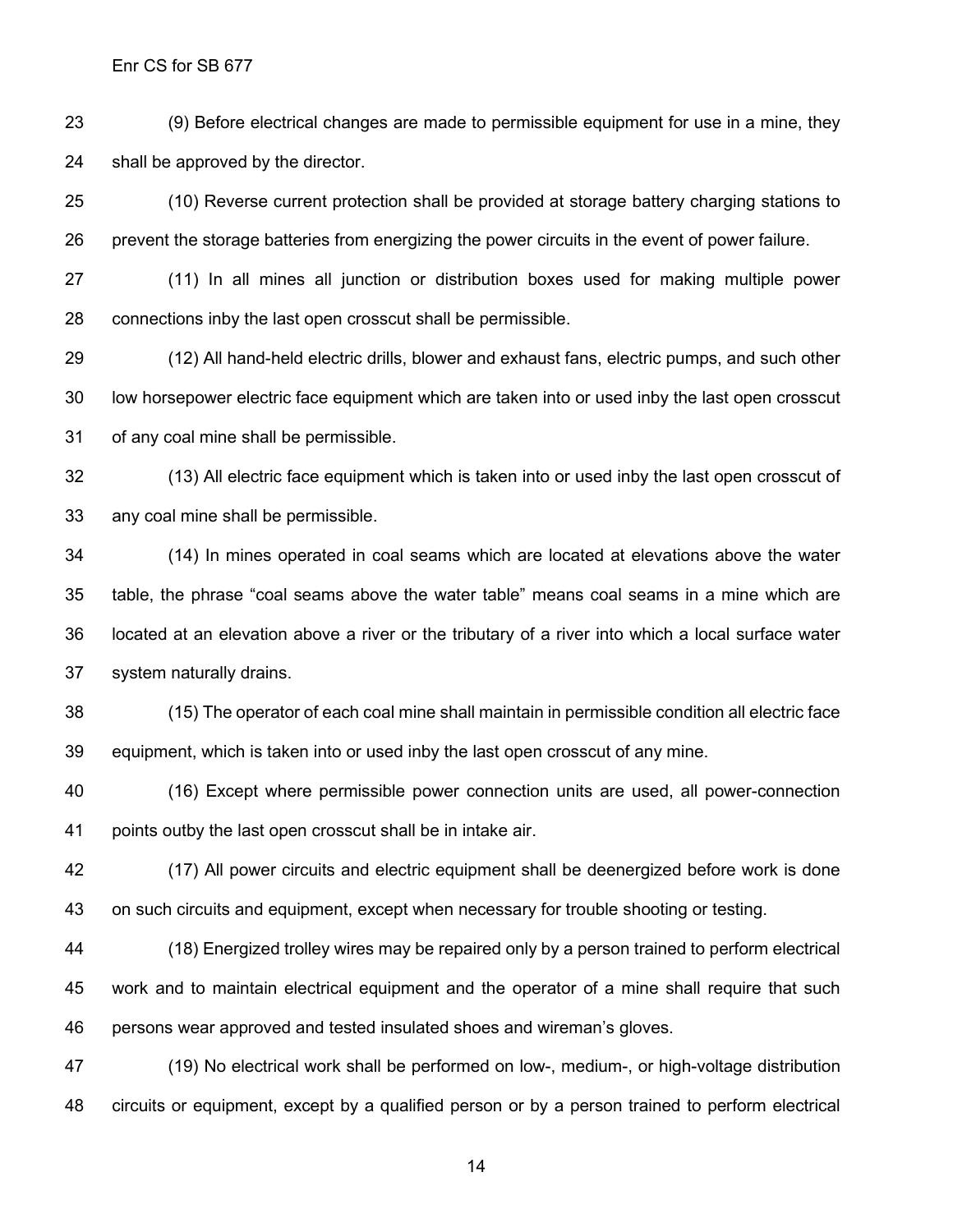(9) Before electrical changes are made to permissible equipment for use in a mine, they shall be approved by the director.

(10) Reverse current protection shall be provided at storage battery charging stations to prevent the storage batteries from energizing the power circuits in the event of power failure.

(11) In all mines all junction or distribution boxes used for making multiple power connections inby the last open crosscut shall be permissible.

(12) All hand-held electric drills, blower and exhaust fans, electric pumps, and such other low horsepower electric face equipment which are taken into or used inby the last open crosscut of any coal mine shall be permissible.

(13) All electric face equipment which is taken into or used inby the last open crosscut of any coal mine shall be permissible.

(14) In mines operated in coal seams which are located at elevations above the water table, the phrase "coal seams above the water table" means coal seams in a mine which are located at an elevation above a river or the tributary of a river into which a local surface water system naturally drains.

(15) The operator of each coal mine shall maintain in permissible condition all electric face equipment, which is taken into or used inby the last open crosscut of any mine.

(16) Except where permissible power connection units are used, all power-connection points outby the last open crosscut shall be in intake air.

(17) All power circuits and electric equipment shall be deenergized before work is done on such circuits and equipment, except when necessary for trouble shooting or testing.

(18) Energized trolley wires may be repaired only by a person trained to perform electrical work and to maintain electrical equipment and the operator of a mine shall require that such persons wear approved and tested insulated shoes and wireman's gloves.

(19) No electrical work shall be performed on low-, medium-, or high-voltage distribution circuits or equipment, except by a qualified person or by a person trained to perform electrical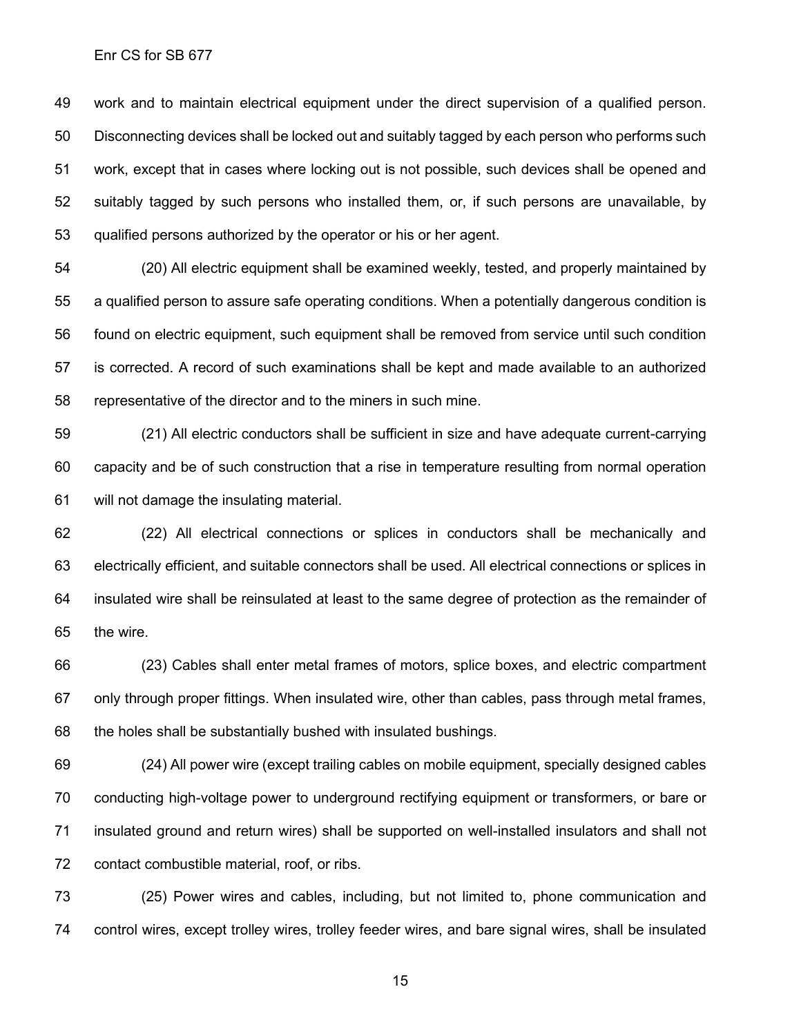work and to maintain electrical equipment under the direct supervision of a qualified person. Disconnecting devices shall be locked out and suitably tagged by each person who performs such work, except that in cases where locking out is not possible, such devices shall be opened and suitably tagged by such persons who installed them, or, if such persons are unavailable, by qualified persons authorized by the operator or his or her agent.

(20) All electric equipment shall be examined weekly, tested, and properly maintained by a qualified person to assure safe operating conditions. When a potentially dangerous condition is found on electric equipment, such equipment shall be removed from service until such condition is corrected. A record of such examinations shall be kept and made available to an authorized representative of the director and to the miners in such mine.

(21) All electric conductors shall be sufficient in size and have adequate current-carrying capacity and be of such construction that a rise in temperature resulting from normal operation will not damage the insulating material.

(22) All electrical connections or splices in conductors shall be mechanically and electrically efficient, and suitable connectors shall be used. All electrical connections or splices in insulated wire shall be reinsulated at least to the same degree of protection as the remainder of the wire.

(23) Cables shall enter metal frames of motors, splice boxes, and electric compartment only through proper fittings. When insulated wire, other than cables, pass through metal frames, the holes shall be substantially bushed with insulated bushings.

(24) All power wire (except trailing cables on mobile equipment, specially designed cables conducting high-voltage power to underground rectifying equipment or transformers, or bare or insulated ground and return wires) shall be supported on well-installed insulators and shall not contact combustible material, roof, or ribs.

(25) Power wires and cables, including, but not limited to, phone communication and control wires, except trolley wires, trolley feeder wires, and bare signal wires, shall be insulated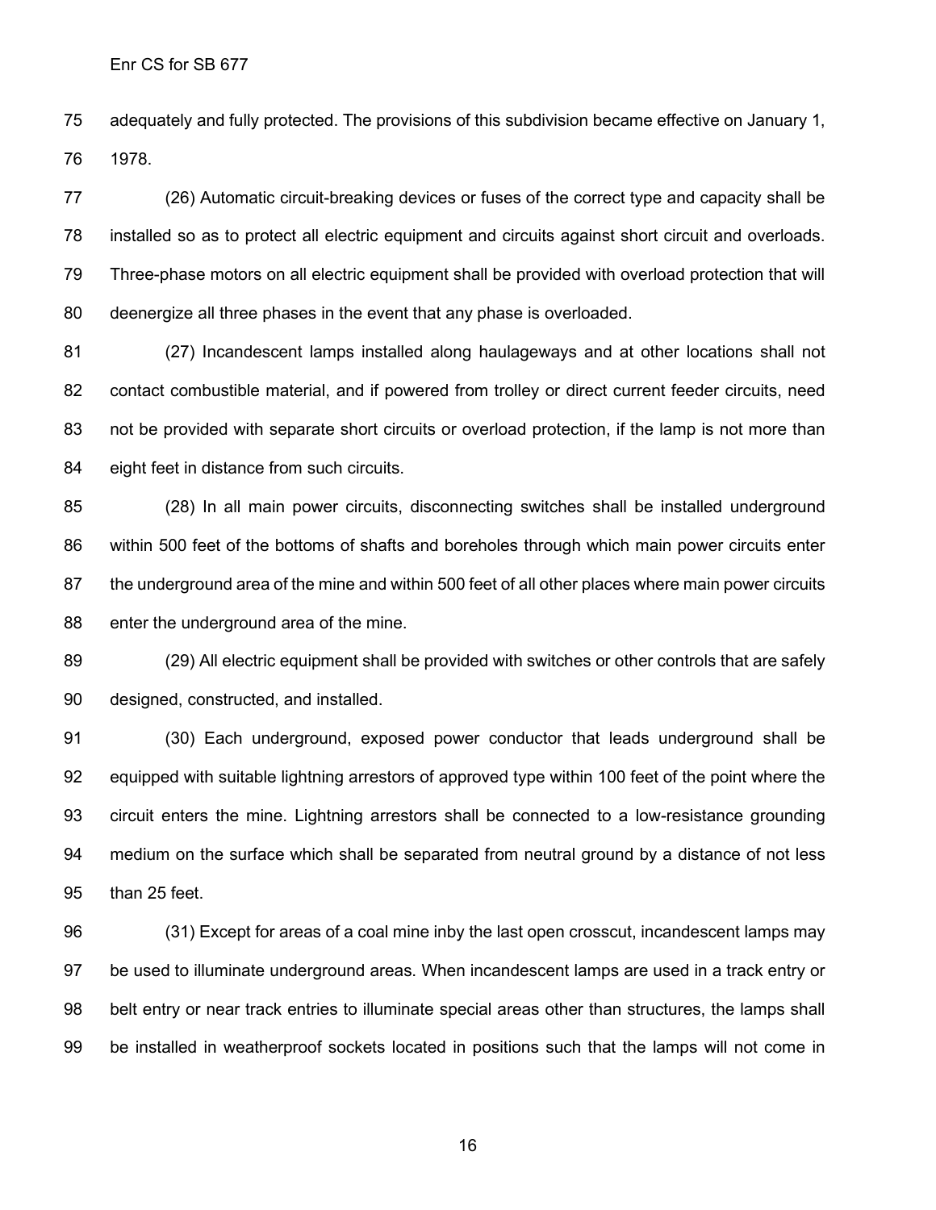adequately and fully protected. The provisions of this subdivision became effective on January 1, 1978.

(26) Automatic circuit-breaking devices or fuses of the correct type and capacity shall be installed so as to protect all electric equipment and circuits against short circuit and overloads. Three-phase motors on all electric equipment shall be provided with overload protection that will deenergize all three phases in the event that any phase is overloaded.

(27) Incandescent lamps installed along haulageways and at other locations shall not contact combustible material, and if powered from trolley or direct current feeder circuits, need not be provided with separate short circuits or overload protection, if the lamp is not more than eight feet in distance from such circuits.

(28) In all main power circuits, disconnecting switches shall be installed underground within 500 feet of the bottoms of shafts and boreholes through which main power circuits enter the underground area of the mine and within 500 feet of all other places where main power circuits enter the underground area of the mine.

(29) All electric equipment shall be provided with switches or other controls that are safely designed, constructed, and installed.

(30) Each underground, exposed power conductor that leads underground shall be equipped with suitable lightning arrestors of approved type within 100 feet of the point where the circuit enters the mine. Lightning arrestors shall be connected to a low-resistance grounding medium on the surface which shall be separated from neutral ground by a distance of not less than 25 feet.

(31) Except for areas of a coal mine inby the last open crosscut, incandescent lamps may be used to illuminate underground areas. When incandescent lamps are used in a track entry or belt entry or near track entries to illuminate special areas other than structures, the lamps shall be installed in weatherproof sockets located in positions such that the lamps will not come in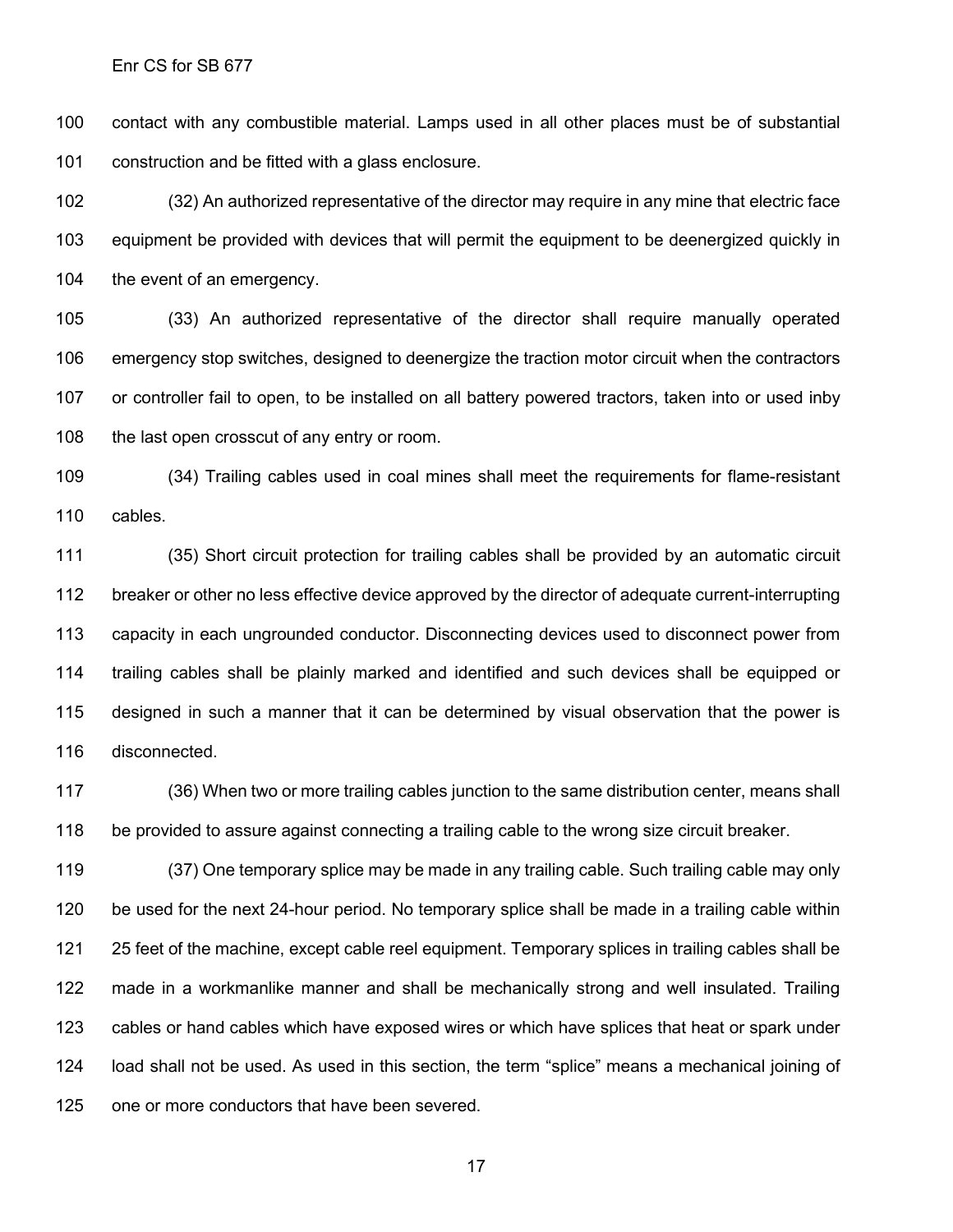contact with any combustible material. Lamps used in all other places must be of substantial construction and be fitted with a glass enclosure.

(32) An authorized representative of the director may require in any mine that electric face equipment be provided with devices that will permit the equipment to be deenergized quickly in the event of an emergency.

(33) An authorized representative of the director shall require manually operated emergency stop switches, designed to deenergize the traction motor circuit when the contractors or controller fail to open, to be installed on all battery powered tractors, taken into or used inby the last open crosscut of any entry or room.

(34) Trailing cables used in coal mines shall meet the requirements for flame-resistant cables.

(35) Short circuit protection for trailing cables shall be provided by an automatic circuit breaker or other no less effective device approved by the director of adequate current-interrupting capacity in each ungrounded conductor. Disconnecting devices used to disconnect power from trailing cables shall be plainly marked and identified and such devices shall be equipped or designed in such a manner that it can be determined by visual observation that the power is disconnected.

(36) When two or more trailing cables junction to the same distribution center, means shall be provided to assure against connecting a trailing cable to the wrong size circuit breaker.

(37) One temporary splice may be made in any trailing cable. Such trailing cable may only be used for the next 24-hour period. No temporary splice shall be made in a trailing cable within 25 feet of the machine, except cable reel equipment. Temporary splices in trailing cables shall be made in a workmanlike manner and shall be mechanically strong and well insulated. Trailing cables or hand cables which have exposed wires or which have splices that heat or spark under load shall not be used. As used in this section, the term "splice" means a mechanical joining of one or more conductors that have been severed.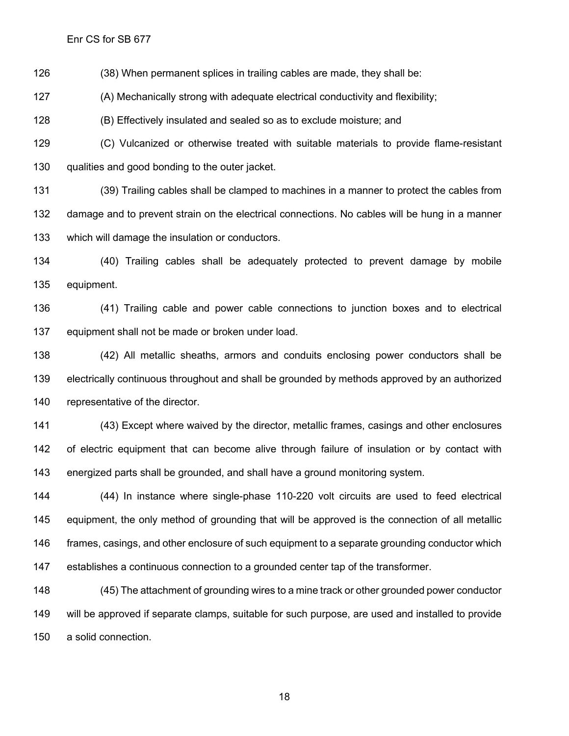(38) When permanent splices in trailing cables are made, they shall be:

(A) Mechanically strong with adequate electrical conductivity and flexibility;

(B) Effectively insulated and sealed so as to exclude moisture; and

(C) Vulcanized or otherwise treated with suitable materials to provide flame-resistant qualities and good bonding to the outer jacket.

(39) Trailing cables shall be clamped to machines in a manner to protect the cables from damage and to prevent strain on the electrical connections. No cables will be hung in a manner which will damage the insulation or conductors.

(40) Trailing cables shall be adequately protected to prevent damage by mobile equipment.

(41) Trailing cable and power cable connections to junction boxes and to electrical equipment shall not be made or broken under load.

(42) All metallic sheaths, armors and conduits enclosing power conductors shall be electrically continuous throughout and shall be grounded by methods approved by an authorized representative of the director.

(43) Except where waived by the director, metallic frames, casings and other enclosures of electric equipment that can become alive through failure of insulation or by contact with energized parts shall be grounded, and shall have a ground monitoring system.

(44) In instance where single-phase 110-220 volt circuits are used to feed electrical equipment, the only method of grounding that will be approved is the connection of all metallic frames, casings, and other enclosure of such equipment to a separate grounding conductor which establishes a continuous connection to a grounded center tap of the transformer.

(45) The attachment of grounding wires to a mine track or other grounded power conductor will be approved if separate clamps, suitable for such purpose, are used and installed to provide a solid connection.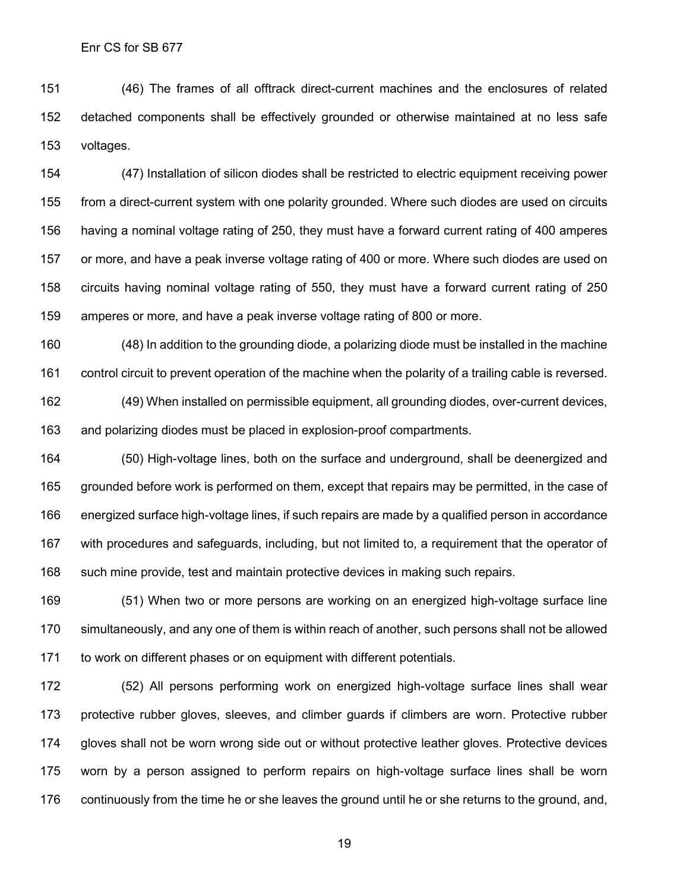(46) The frames of all offtrack direct-current machines and the enclosures of related detached components shall be effectively grounded or otherwise maintained at no less safe voltages.

(47) Installation of silicon diodes shall be restricted to electric equipment receiving power from a direct-current system with one polarity grounded. Where such diodes are used on circuits having a nominal voltage rating of 250, they must have a forward current rating of 400 amperes or more, and have a peak inverse voltage rating of 400 or more. Where such diodes are used on circuits having nominal voltage rating of 550, they must have a forward current rating of 250 amperes or more, and have a peak inverse voltage rating of 800 or more.

(48) In addition to the grounding diode, a polarizing diode must be installed in the machine control circuit to prevent operation of the machine when the polarity of a trailing cable is reversed.

(49) When installed on permissible equipment, all grounding diodes, over-current devices, and polarizing diodes must be placed in explosion-proof compartments.

(50) High-voltage lines, both on the surface and underground, shall be deenergized and grounded before work is performed on them, except that repairs may be permitted, in the case of energized surface high-voltage lines, if such repairs are made by a qualified person in accordance with procedures and safeguards, including, but not limited to, a requirement that the operator of such mine provide, test and maintain protective devices in making such repairs.

(51) When two or more persons are working on an energized high-voltage surface line simultaneously, and any one of them is within reach of another, such persons shall not be allowed to work on different phases or on equipment with different potentials.

(52) All persons performing work on energized high-voltage surface lines shall wear protective rubber gloves, sleeves, and climber guards if climbers are worn. Protective rubber gloves shall not be worn wrong side out or without protective leather gloves. Protective devices worn by a person assigned to perform repairs on high-voltage surface lines shall be worn continuously from the time he or she leaves the ground until he or she returns to the ground, and,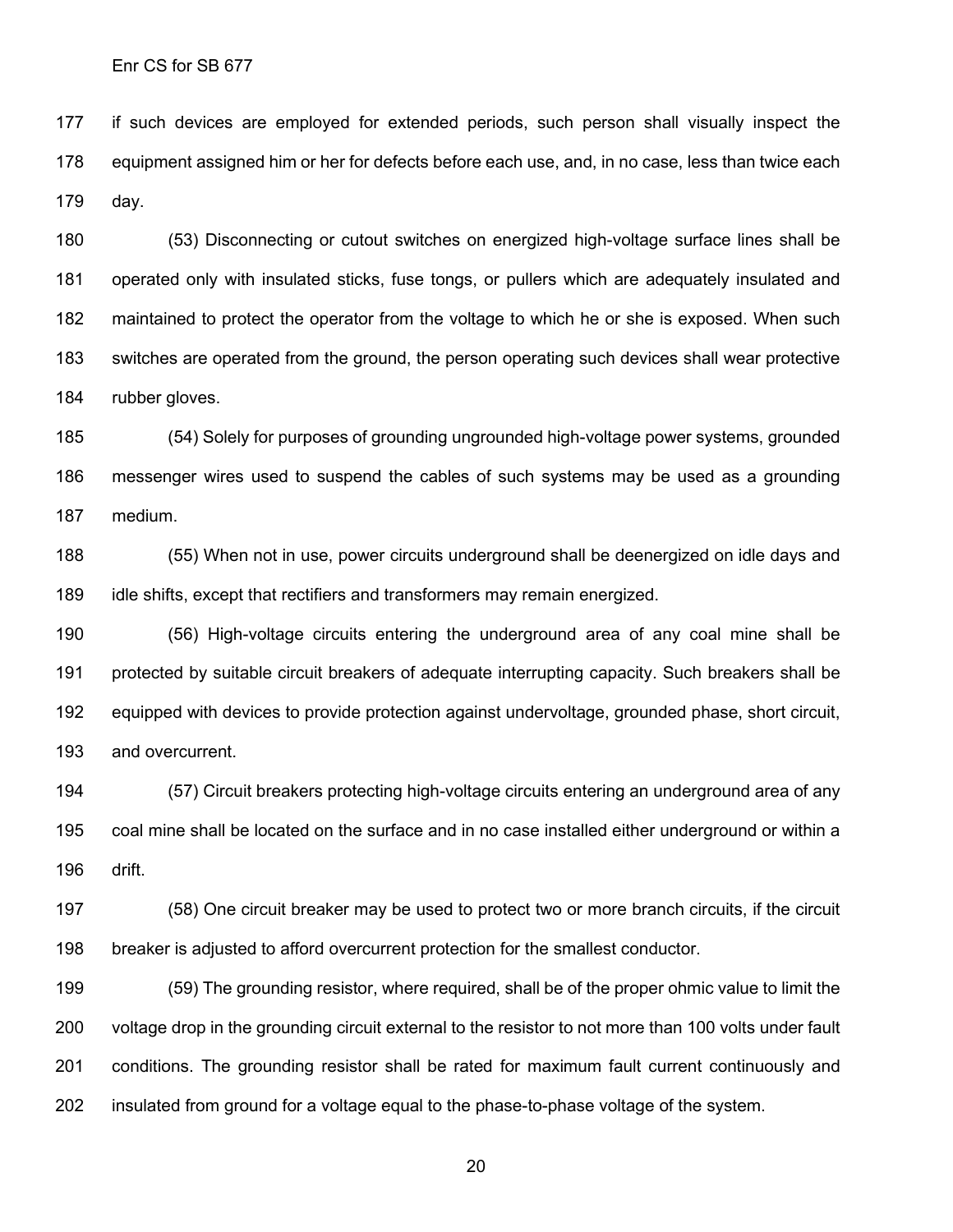if such devices are employed for extended periods, such person shall visually inspect the equipment assigned him or her for defects before each use, and, in no case, less than twice each day.

(53) Disconnecting or cutout switches on energized high-voltage surface lines shall be operated only with insulated sticks, fuse tongs, or pullers which are adequately insulated and maintained to protect the operator from the voltage to which he or she is exposed. When such switches are operated from the ground, the person operating such devices shall wear protective rubber gloves.

(54) Solely for purposes of grounding ungrounded high-voltage power systems, grounded messenger wires used to suspend the cables of such systems may be used as a grounding medium.

(55) When not in use, power circuits underground shall be deenergized on idle days and idle shifts, except that rectifiers and transformers may remain energized.

(56) High-voltage circuits entering the underground area of any coal mine shall be protected by suitable circuit breakers of adequate interrupting capacity. Such breakers shall be equipped with devices to provide protection against undervoltage, grounded phase, short circuit, and overcurrent.

(57) Circuit breakers protecting high-voltage circuits entering an underground area of any coal mine shall be located on the surface and in no case installed either underground or within a drift.

(58) One circuit breaker may be used to protect two or more branch circuits, if the circuit breaker is adjusted to afford overcurrent protection for the smallest conductor.

(59) The grounding resistor, where required, shall be of the proper ohmic value to limit the voltage drop in the grounding circuit external to the resistor to not more than 100 volts under fault conditions. The grounding resistor shall be rated for maximum fault current continuously and insulated from ground for a voltage equal to the phase-to-phase voltage of the system.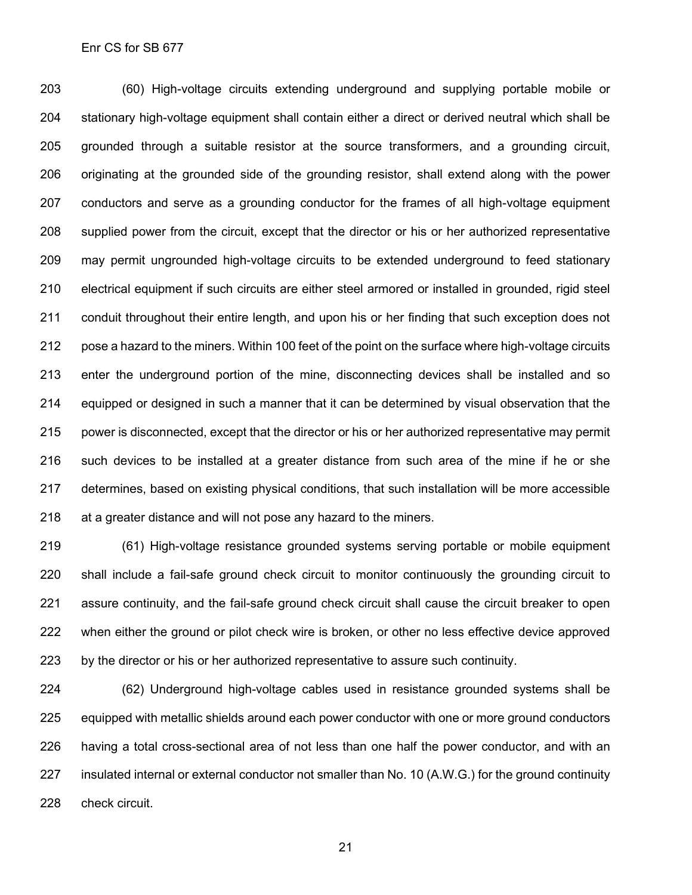(60) High-voltage circuits extending underground and supplying portable mobile or stationary high-voltage equipment shall contain either a direct or derived neutral which shall be grounded through a suitable resistor at the source transformers, and a grounding circuit, originating at the grounded side of the grounding resistor, shall extend along with the power conductors and serve as a grounding conductor for the frames of all high-voltage equipment supplied power from the circuit, except that the director or his or her authorized representative may permit ungrounded high-voltage circuits to be extended underground to feed stationary electrical equipment if such circuits are either steel armored or installed in grounded, rigid steel conduit throughout their entire length, and upon his or her finding that such exception does not pose a hazard to the miners. Within 100 feet of the point on the surface where high-voltage circuits enter the underground portion of the mine, disconnecting devices shall be installed and so equipped or designed in such a manner that it can be determined by visual observation that the power is disconnected, except that the director or his or her authorized representative may permit such devices to be installed at a greater distance from such area of the mine if he or she determines, based on existing physical conditions, that such installation will be more accessible at a greater distance and will not pose any hazard to the miners.

(61) High-voltage resistance grounded systems serving portable or mobile equipment shall include a fail-safe ground check circuit to monitor continuously the grounding circuit to assure continuity, and the fail-safe ground check circuit shall cause the circuit breaker to open when either the ground or pilot check wire is broken, or other no less effective device approved by the director or his or her authorized representative to assure such continuity.

(62) Underground high-voltage cables used in resistance grounded systems shall be equipped with metallic shields around each power conductor with one or more ground conductors having a total cross-sectional area of not less than one half the power conductor, and with an insulated internal or external conductor not smaller than No. 10 (A.W.G.) for the ground continuity check circuit.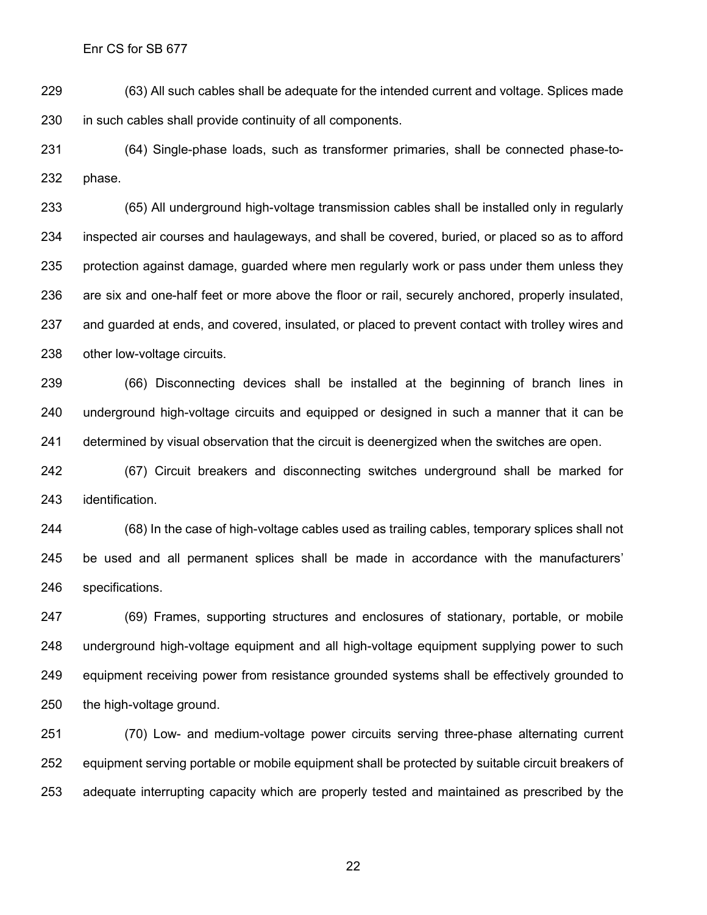(63) All such cables shall be adequate for the intended current and voltage. Splices made in such cables shall provide continuity of all components.

(64) Single-phase loads, such as transformer primaries, shall be connected phase-to-phase.

(65) All underground high-voltage transmission cables shall be installed only in regularly inspected air courses and haulageways, and shall be covered, buried, or placed so as to afford protection against damage, guarded where men regularly work or pass under them unless they are six and one-half feet or more above the floor or rail, securely anchored, properly insulated, and guarded at ends, and covered, insulated, or placed to prevent contact with trolley wires and other low-voltage circuits.

(66) Disconnecting devices shall be installed at the beginning of branch lines in underground high-voltage circuits and equipped or designed in such a manner that it can be determined by visual observation that the circuit is deenergized when the switches are open.

(67) Circuit breakers and disconnecting switches underground shall be marked for identification.

(68) In the case of high-voltage cables used as trailing cables, temporary splices shall not be used and all permanent splices shall be made in accordance with the manufacturers' specifications.

(69) Frames, supporting structures and enclosures of stationary, portable, or mobile underground high-voltage equipment and all high-voltage equipment supplying power to such equipment receiving power from resistance grounded systems shall be effectively grounded to the high-voltage ground.

(70) Low- and medium-voltage power circuits serving three-phase alternating current equipment serving portable or mobile equipment shall be protected by suitable circuit breakers of adequate interrupting capacity which are properly tested and maintained as prescribed by the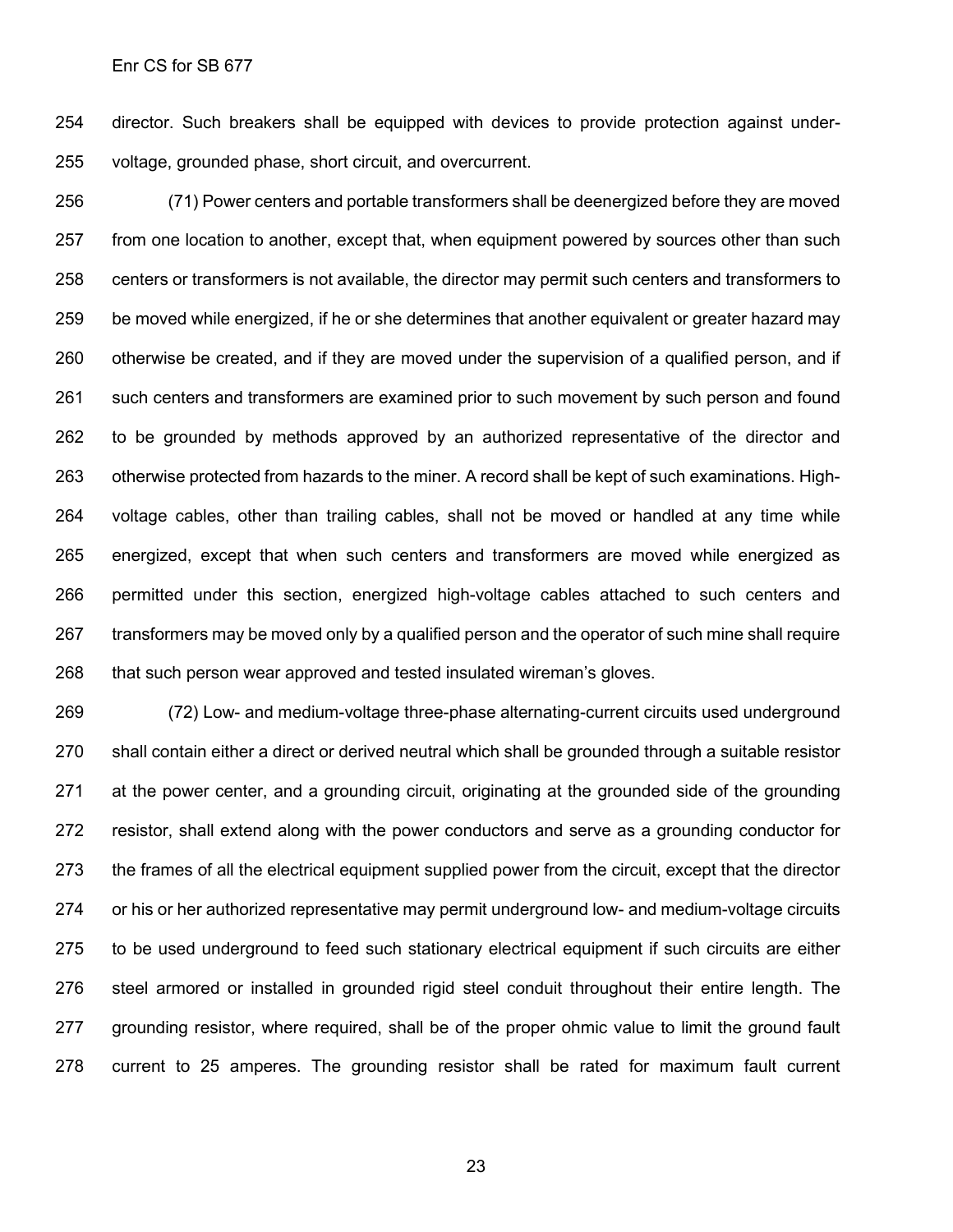director. Such breakers shall be equipped with devices to provide protection against under-voltage, grounded phase, short circuit, and overcurrent.

(71) Power centers and portable transformers shall be deenergized before they are moved from one location to another, except that, when equipment powered by sources other than such centers or transformers is not available, the director may permit such centers and transformers to be moved while energized, if he or she determines that another equivalent or greater hazard may otherwise be created, and if they are moved under the supervision of a qualified person, and if such centers and transformers are examined prior to such movement by such person and found to be grounded by methods approved by an authorized representative of the director and otherwise protected from hazards to the miner. A record shall be kept of such examinations. High-voltage cables, other than trailing cables, shall not be moved or handled at any time while energized, except that when such centers and transformers are moved while energized as permitted under this section, energized high-voltage cables attached to such centers and transformers may be moved only by a qualified person and the operator of such mine shall require that such person wear approved and tested insulated wireman's gloves.

(72) Low- and medium-voltage three-phase alternating-current circuits used underground shall contain either a direct or derived neutral which shall be grounded through a suitable resistor at the power center, and a grounding circuit, originating at the grounded side of the grounding resistor, shall extend along with the power conductors and serve as a grounding conductor for the frames of all the electrical equipment supplied power from the circuit, except that the director or his or her authorized representative may permit underground low- and medium-voltage circuits to be used underground to feed such stationary electrical equipment if such circuits are either steel armored or installed in grounded rigid steel conduit throughout their entire length. The grounding resistor, where required, shall be of the proper ohmic value to limit the ground fault current to 25 amperes. The grounding resistor shall be rated for maximum fault current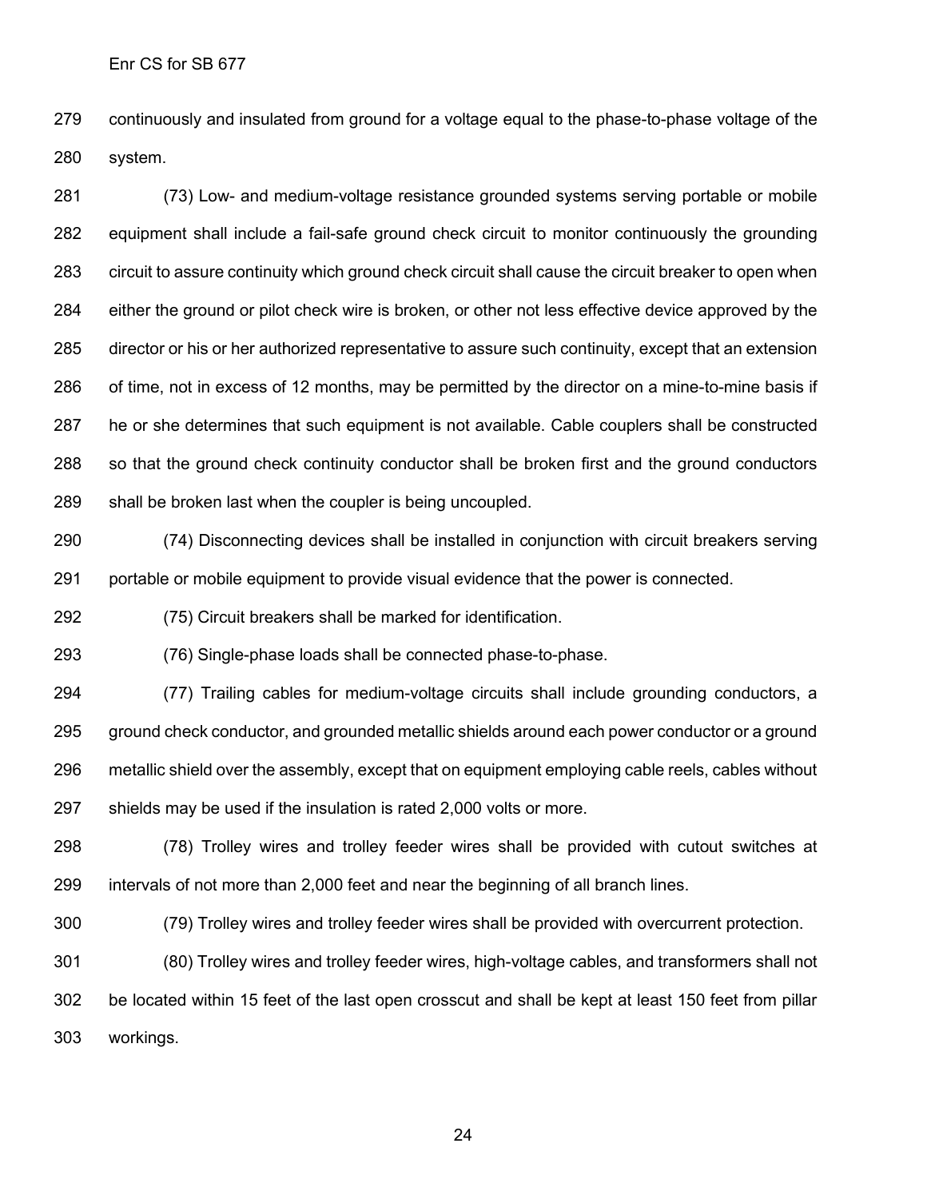continuously and insulated from ground for a voltage equal to the phase-to-phase voltage of the system.

(73) Low- and medium-voltage resistance grounded systems serving portable or mobile equipment shall include a fail-safe ground check circuit to monitor continuously the grounding circuit to assure continuity which ground check circuit shall cause the circuit breaker to open when either the ground or pilot check wire is broken, or other not less effective device approved by the director or his or her authorized representative to assure such continuity, except that an extension of time, not in excess of 12 months, may be permitted by the director on a mine-to-mine basis if he or she determines that such equipment is not available. Cable couplers shall be constructed so that the ground check continuity conductor shall be broken first and the ground conductors shall be broken last when the coupler is being uncoupled.

(74) Disconnecting devices shall be installed in conjunction with circuit breakers serving portable or mobile equipment to provide visual evidence that the power is connected.

(75) Circuit breakers shall be marked for identification.

(76) Single-phase loads shall be connected phase-to-phase.

(77) Trailing cables for medium-voltage circuits shall include grounding conductors, a ground check conductor, and grounded metallic shields around each power conductor or a ground metallic shield over the assembly, except that on equipment employing cable reels, cables without shields may be used if the insulation is rated 2,000 volts or more.

(78) Trolley wires and trolley feeder wires shall be provided with cutout switches at intervals of not more than 2,000 feet and near the beginning of all branch lines.

(79) Trolley wires and trolley feeder wires shall be provided with overcurrent protection.

(80) Trolley wires and trolley feeder wires, high-voltage cables, and transformers shall not be located within 15 feet of the last open crosscut and shall be kept at least 150 feet from pillar workings.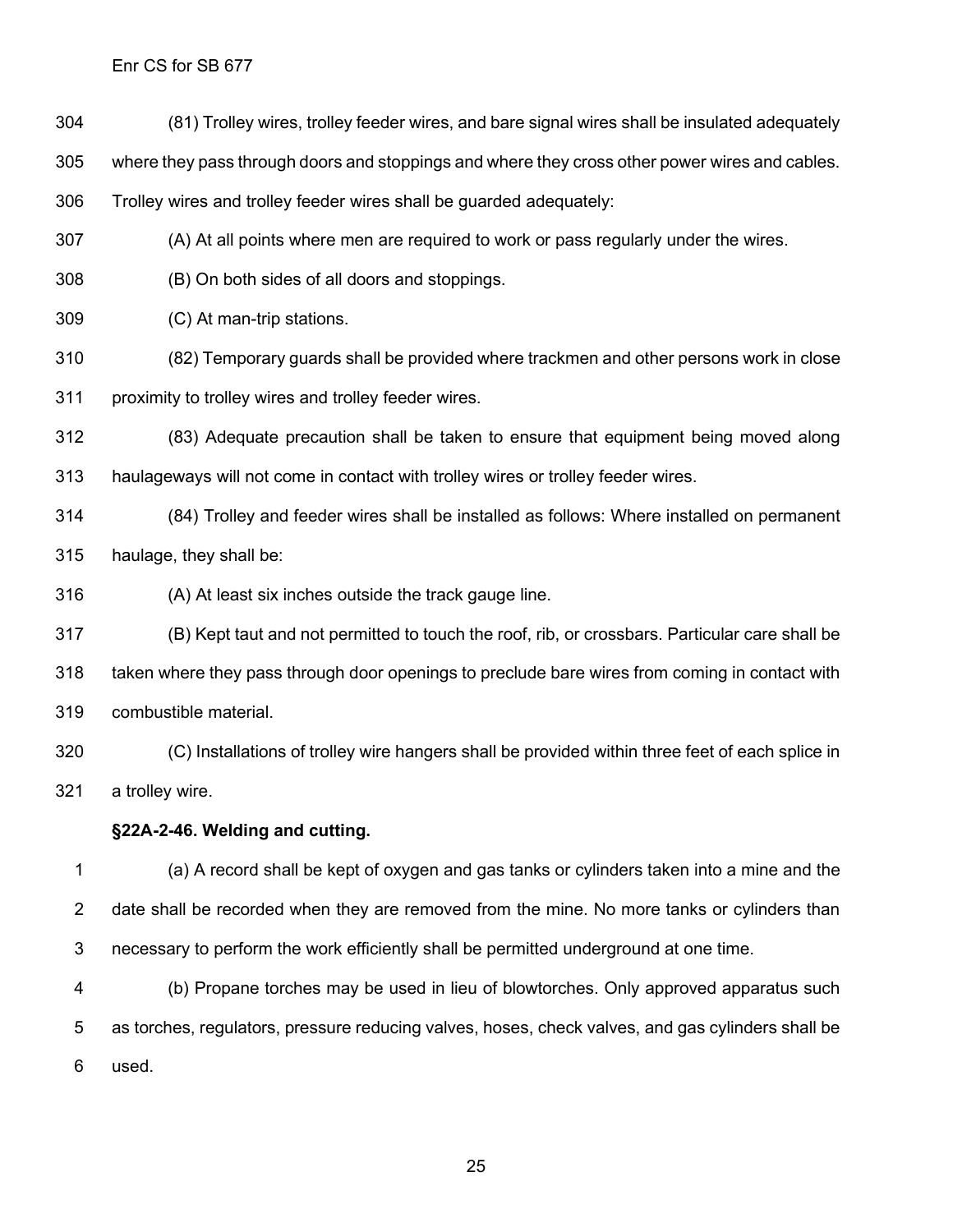(81) Trolley wires, trolley feeder wires, and bare signal wires shall be insulated adequately where they pass through doors and stoppings and where they cross other power wires and cables. Trolley wires and trolley feeder wires shall be guarded adequately:

(A) At all points where men are required to work or pass regularly under the wires.

(B) On both sides of all doors and stoppings.

(C) At man-trip stations.

(82) Temporary guards shall be provided where trackmen and other persons work in close proximity to trolley wires and trolley feeder wires.

(83) Adequate precaution shall be taken to ensure that equipment being moved along haulageways will not come in contact with trolley wires or trolley feeder wires.

(84) Trolley and feeder wires shall be installed as follows: Where installed on permanent haulage, they shall be:

(A) At least six inches outside the track gauge line.

(B) Kept taut and not permitted to touch the roof, rib, or crossbars. Particular care shall be taken where they pass through door openings to preclude bare wires from coming in contact with combustible material.

(C) Installations of trolley wire hangers shall be provided within three feet of each splice in a trolley wire.

**§22A-2-46. Welding and cutting.**

(a) A record shall be kept of oxygen and gas tanks or cylinders taken into a mine and the date shall be recorded when they are removed from the mine. No more tanks or cylinders than necessary to perform the work efficiently shall be permitted underground at one time.

(b) Propane torches may be used in lieu of blowtorches. Only approved apparatus such as torches, regulators, pressure reducing valves, hoses, check valves, and gas cylinders shall be used.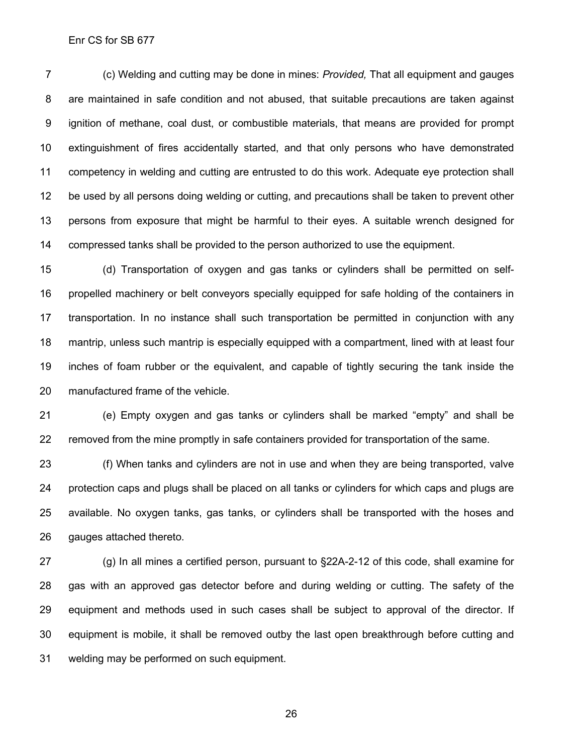(c) Welding and cutting may be done in mines: *Provided,* That all equipment and gauges are maintained in safe condition and not abused, that suitable precautions are taken against ignition of methane, coal dust, or combustible materials, that means are provided for prompt extinguishment of fires accidentally started, and that only persons who have demonstrated competency in welding and cutting are entrusted to do this work. Adequate eye protection shall be used by all persons doing welding or cutting, and precautions shall be taken to prevent other persons from exposure that might be harmful to their eyes. A suitable wrench designed for compressed tanks shall be provided to the person authorized to use the equipment.

(d) Transportation of oxygen and gas tanks or cylinders shall be permitted on self-propelled machinery or belt conveyors specially equipped for safe holding of the containers in transportation. In no instance shall such transportation be permitted in conjunction with any mantrip, unless such mantrip is especially equipped with a compartment, lined with at least four inches of foam rubber or the equivalent, and capable of tightly securing the tank inside the manufactured frame of the vehicle.

(e) Empty oxygen and gas tanks or cylinders shall be marked "empty" and shall be removed from the mine promptly in safe containers provided for transportation of the same.

(f) When tanks and cylinders are not in use and when they are being transported, valve protection caps and plugs shall be placed on all tanks or cylinders for which caps and plugs are available. No oxygen tanks, gas tanks, or cylinders shall be transported with the hoses and gauges attached thereto.

(g) In all mines a certified person, pursuant to §22A-2-12 of this code, shall examine for gas with an approved gas detector before and during welding or cutting. The safety of the equipment and methods used in such cases shall be subject to approval of the director. If equipment is mobile, it shall be removed outby the last open breakthrough before cutting and welding may be performed on such equipment.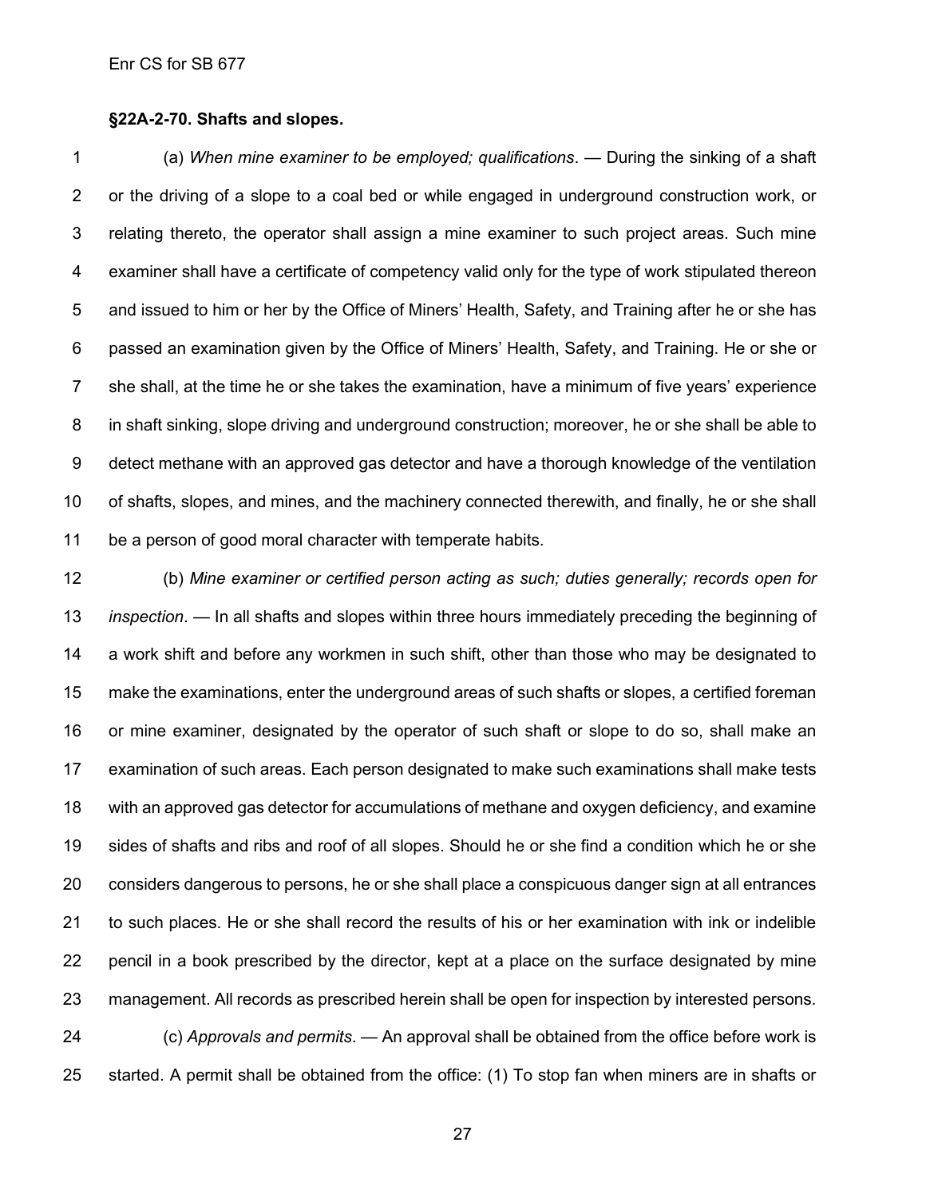### §22A-2-70. Shafts and slopes.

(a) *When mine examiner to be employed; qualifications*. — During the sinking of a shaft or the driving of a slope to a coal bed or while engaged in underground construction work, or relating thereto, the operator shall assign a mine examiner to such project areas. Such mine examiner shall have a certificate of competency valid only for the type of work stipulated thereon and issued to him or her by the Office of Miners' Health, Safety, and Training after he or she has passed an examination given by the Office of Miners' Health, Safety, and Training. He or she or she shall, at the time he or she takes the examination, have a minimum of five years' experience in shaft sinking, slope driving and underground construction; moreover, he or she shall be able to detect methane with an approved gas detector and have a thorough knowledge of the ventilation of shafts, slopes, and mines, and the machinery connected therewith, and finally, he or she shall be a person of good moral character with temperate habits.

(b) *Mine examiner or certified person acting as such; duties generally; records open for inspection*. — In all shafts and slopes within three hours immediately preceding the beginning of a work shift and before any workmen in such shift, other than those who may be designated to make the examinations, enter the underground areas of such shafts or slopes, a certified foreman or mine examiner, designated by the operator of such shaft or slope to do so, shall make an examination of such areas. Each person designated to make such examinations shall make tests with an approved gas detector for accumulations of methane and oxygen deficiency, and examine sides of shafts and ribs and roof of all slopes. Should he or she find a condition which he or she considers dangerous to persons, he or she shall place a conspicuous danger sign at all entrances to such places. He or she shall record the results of his or her examination with ink or indelible pencil in a book prescribed by the director, kept at a place on the surface designated by mine management. All records as prescribed herein shall be open for inspection by interested persons.

(c) *Approvals and permits*. — An approval shall be obtained from the office before work is started. A permit shall be obtained from the office: (1) To stop fan when miners are in shafts or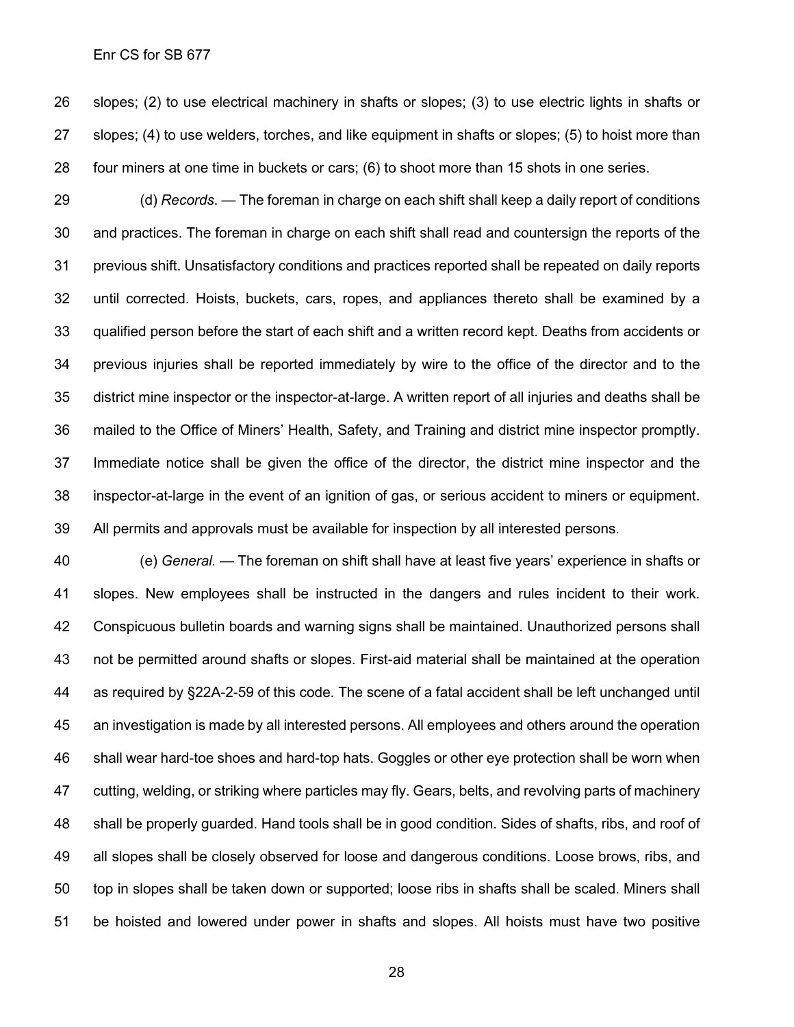slopes; (2) to use electrical machinery in shafts or slopes; (3) to use electric lights in shafts or slopes; (4) to use welders, torches, and like equipment in shafts or slopes; (5) to hoist more than four miners at one time in buckets or cars; (6) to shoot more than 15 shots in one series.

(d) *Records*. — The foreman in charge on each shift shall keep a daily report of conditions and practices. The foreman in charge on each shift shall read and countersign the reports of the previous shift. Unsatisfactory conditions and practices reported shall be repeated on daily reports until corrected. Hoists, buckets, cars, ropes, and appliances thereto shall be examined by a qualified person before the start of each shift and a written record kept. Deaths from accidents or previous injuries shall be reported immediately by wire to the office of the director and to the district mine inspector or the inspector-at-large. A written report of all injuries and deaths shall be mailed to the Office of Miners' Health, Safety, and Training and district mine inspector promptly. Immediate notice shall be given the office of the director, the district mine inspector and the inspector-at-large in the event of an ignition of gas, or serious accident to miners or equipment. All permits and approvals must be available for inspection by all interested persons.

(e) *General*. — The foreman on shift shall have at least five years' experience in shafts or slopes. New employees shall be instructed in the dangers and rules incident to their work. Conspicuous bulletin boards and warning signs shall be maintained. Unauthorized persons shall not be permitted around shafts or slopes. First-aid material shall be maintained at the operation as required by §22A-2-59 of this code. The scene of a fatal accident shall be left unchanged until an investigation is made by all interested persons. All employees and others around the operation shall wear hard-toe shoes and hard-top hats. Goggles or other eye protection shall be worn when cutting, welding, or striking where particles may fly. Gears, belts, and revolving parts of machinery shall be properly guarded. Hand tools shall be in good condition. Sides of shafts, ribs, and roof of all slopes shall be closely observed for loose and dangerous conditions. Loose brows, ribs, and top in slopes shall be taken down or supported; loose ribs in shafts shall be scaled. Miners shall be hoisted and lowered under power in shafts and slopes. All hoists must have two positive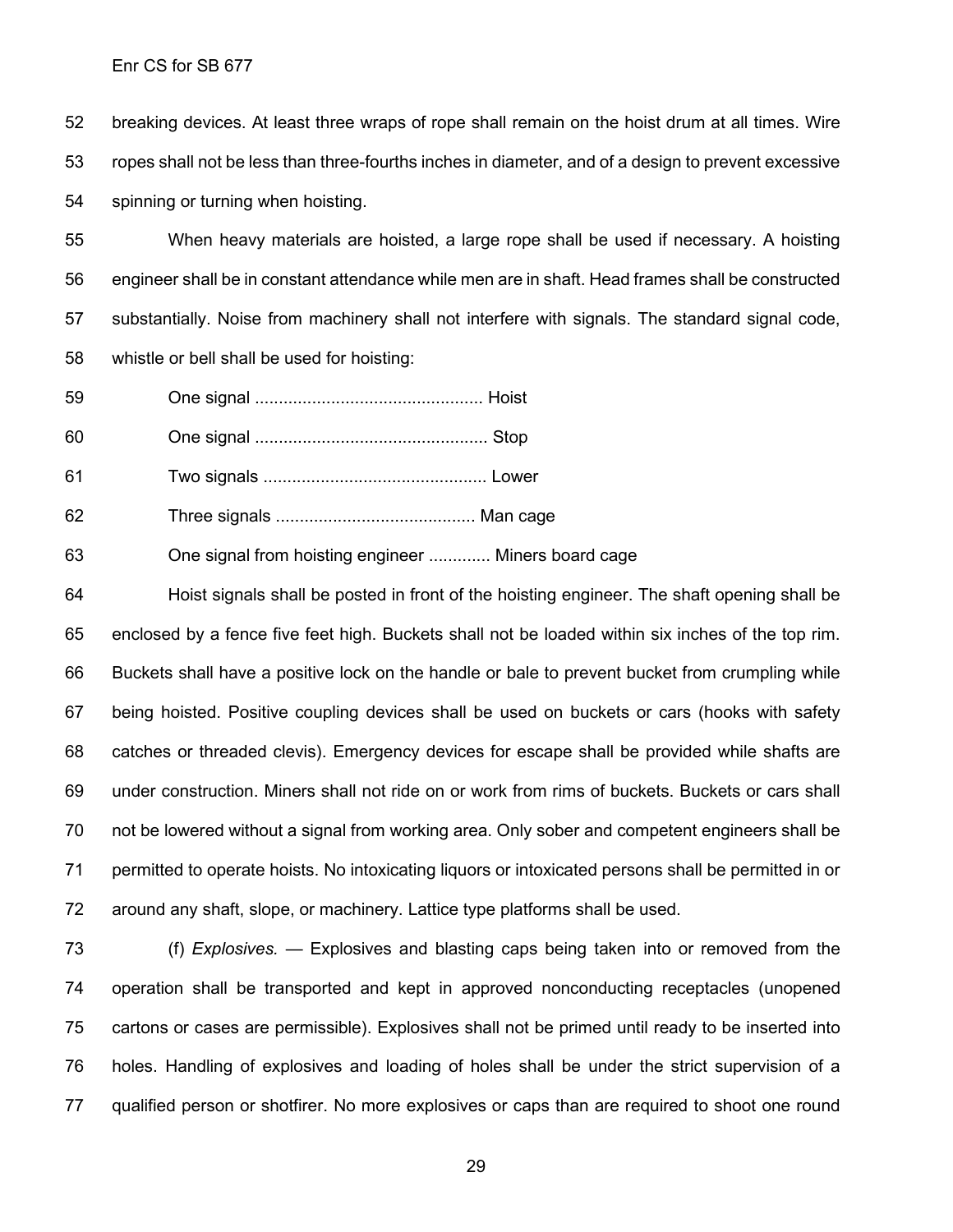breaking devices. At least three wraps of rope shall remain on the hoist drum at all times. Wire ropes shall not be less than three-fourths inches in diameter, and of a design to prevent excessive spinning or turning when hoisting.

When heavy materials are hoisted, a large rope shall be used if necessary. A hoisting engineer shall be in constant attendance while men are in shaft. Head frames shall be constructed substantially. Noise from machinery shall not interfere with signals. The standard signal code, whistle or bell shall be used for hoisting:

One signal ................................................ Hoist

One signal ................................................ Stop

Two signals .............................................. Lower

Three signals .......................................... Man cage

One signal from hoisting engineer ............. Miners board cage

Hoist signals shall be posted in front of the hoisting engineer. The shaft opening shall be enclosed by a fence five feet high. Buckets shall not be loaded within six inches of the top rim. Buckets shall have a positive lock on the handle or bale to prevent bucket from crumpling while being hoisted. Positive coupling devices shall be used on buckets or cars (hooks with safety catches or threaded clevis). Emergency devices for escape shall be provided while shafts are under construction. Miners shall not ride on or work from rims of buckets. Buckets or cars shall not be lowered without a signal from working area. Only sober and competent engineers shall be permitted to operate hoists. No intoxicating liquors or intoxicated persons shall be permitted in or around any shaft, slope, or machinery. Lattice type platforms shall be used.

(f) *Explosives.* — Explosives and blasting caps being taken into or removed from the operation shall be transported and kept in approved nonconducting receptacles (unopened cartons or cases are permissible). Explosives shall not be primed until ready to be inserted into holes. Handling of explosives and loading of holes shall be under the strict supervision of a qualified person or shotfirer. No more explosives or caps than are required to shoot one round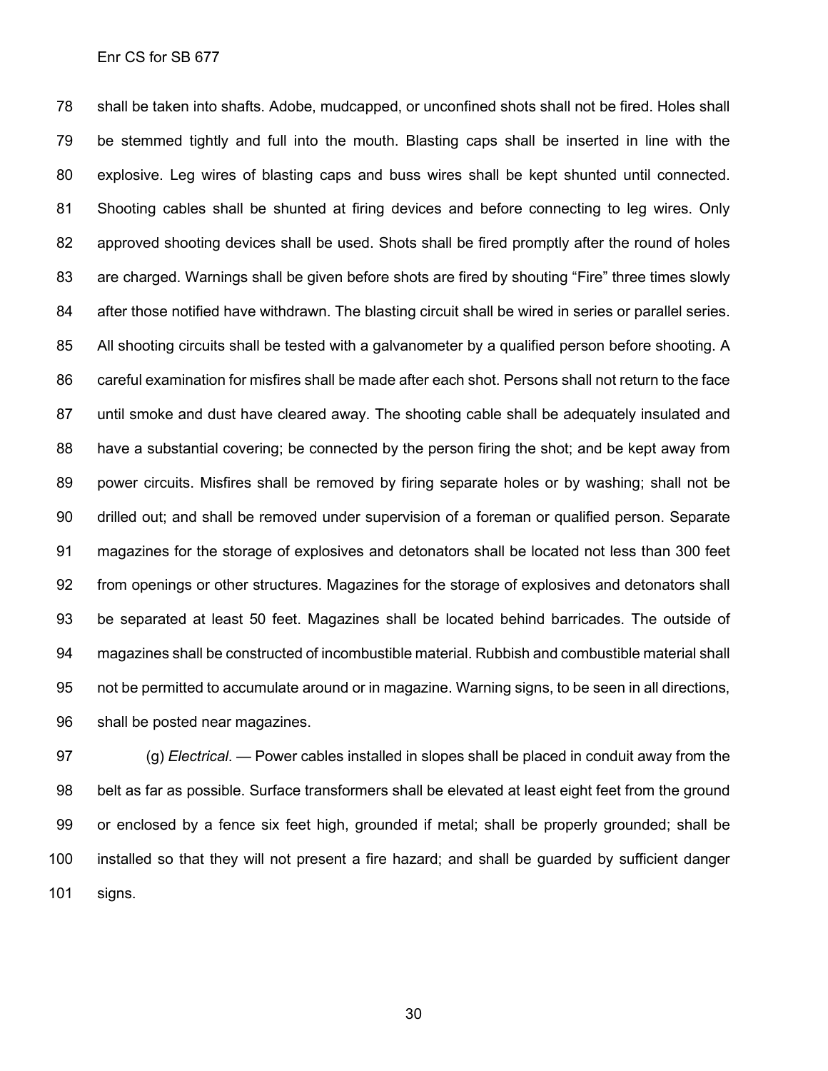shall be taken into shafts. Adobe, mudcapped, or unconfined shots shall not be fired. Holes shall be stemmed tightly and full into the mouth. Blasting caps shall be inserted in line with the explosive. Leg wires of blasting caps and buss wires shall be kept shunted until connected. Shooting cables shall be shunted at firing devices and before connecting to leg wires. Only approved shooting devices shall be used. Shots shall be fired promptly after the round of holes are charged. Warnings shall be given before shots are fired by shouting "Fire" three times slowly after those notified have withdrawn. The blasting circuit shall be wired in series or parallel series. All shooting circuits shall be tested with a galvanometer by a qualified person before shooting. A careful examination for misfires shall be made after each shot. Persons shall not return to the face until smoke and dust have cleared away. The shooting cable shall be adequately insulated and have a substantial covering; be connected by the person firing the shot; and be kept away from power circuits. Misfires shall be removed by firing separate holes or by washing; shall not be drilled out; and shall be removed under supervision of a foreman or qualified person. Separate magazines for the storage of explosives and detonators shall be located not less than 300 feet from openings or other structures. Magazines for the storage of explosives and detonators shall be separated at least 50 feet. Magazines shall be located behind barricades. The outside of magazines shall be constructed of incombustible material. Rubbish and combustible material shall not be permitted to accumulate around or in magazine. Warning signs, to be seen in all directions, shall be posted near magazines.

(g) *Electrical*. — Power cables installed in slopes shall be placed in conduit away from the belt as far as possible. Surface transformers shall be elevated at least eight feet from the ground or enclosed by a fence six feet high, grounded if metal; shall be properly grounded; shall be installed so that they will not present a fire hazard; and shall be guarded by sufficient danger signs.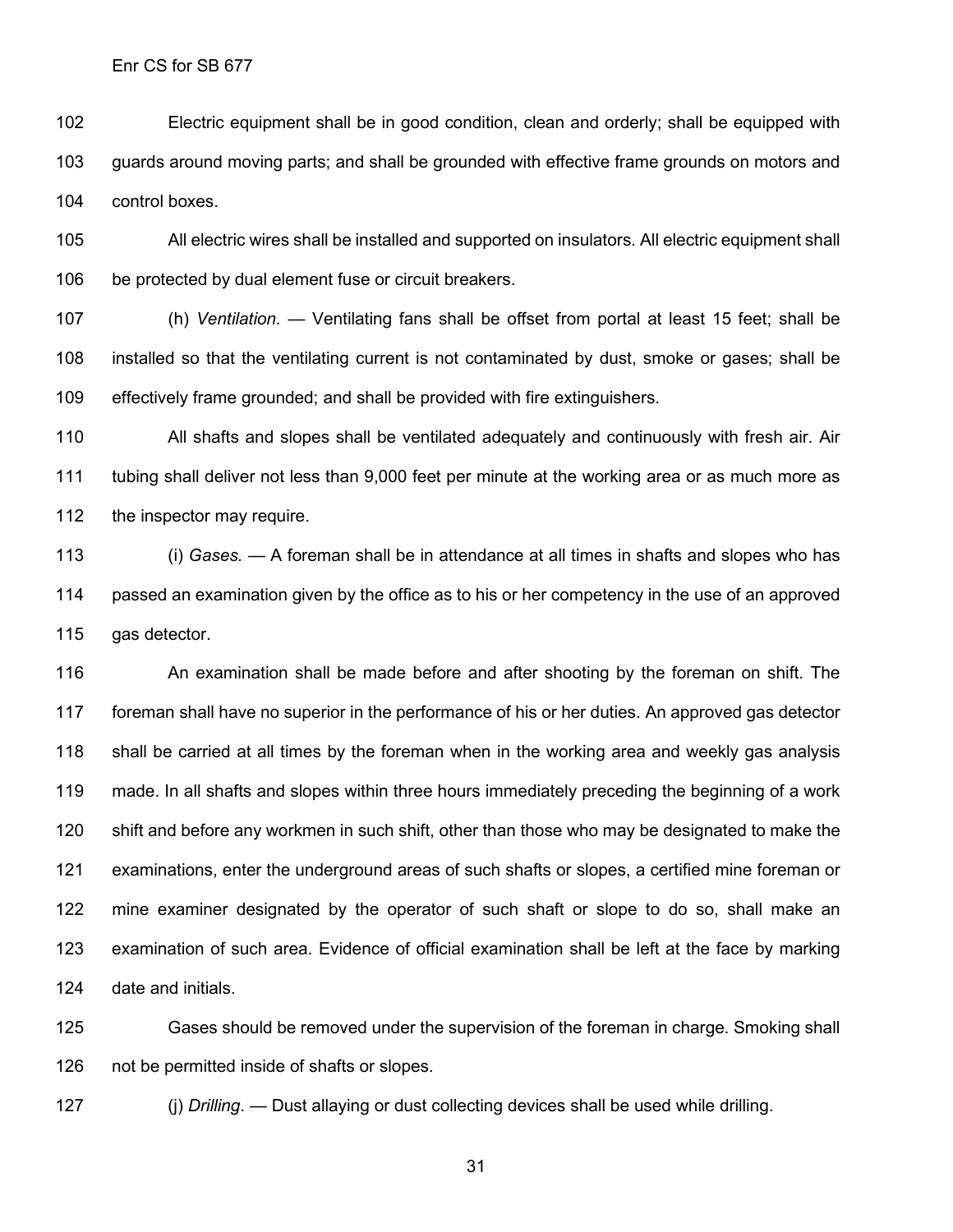Electric equipment shall be in good condition, clean and orderly; shall be equipped with guards around moving parts; and shall be grounded with effective frame grounds on motors and control boxes.

All electric wires shall be installed and supported on insulators. All electric equipment shall be protected by dual element fuse or circuit breakers.

(h) *Ventilation.* — Ventilating fans shall be offset from portal at least 15 feet; shall be installed so that the ventilating current is not contaminated by dust, smoke or gases; shall be effectively frame grounded; and shall be provided with fire extinguishers.

All shafts and slopes shall be ventilated adequately and continuously with fresh air. Air tubing shall deliver not less than 9,000 feet per minute at the working area or as much more as the inspector may require.

(i) *Gases.* — A foreman shall be in attendance at all times in shafts and slopes who has passed an examination given by the office as to his or her competency in the use of an approved gas detector.

An examination shall be made before and after shooting by the foreman on shift. The foreman shall have no superior in the performance of his or her duties. An approved gas detector shall be carried at all times by the foreman when in the working area and weekly gas analysis made. In all shafts and slopes within three hours immediately preceding the beginning of a work shift and before any workmen in such shift, other than those who may be designated to make the examinations, enter the underground areas of such shafts or slopes, a certified mine foreman or mine examiner designated by the operator of such shaft or slope to do so, shall make an examination of such area. Evidence of official examination shall be left at the face by marking date and initials.

Gases should be removed under the supervision of the foreman in charge. Smoking shall not be permitted inside of shafts or slopes.

(j) *Drilling*. — Dust allaying or dust collecting devices shall be used while drilling.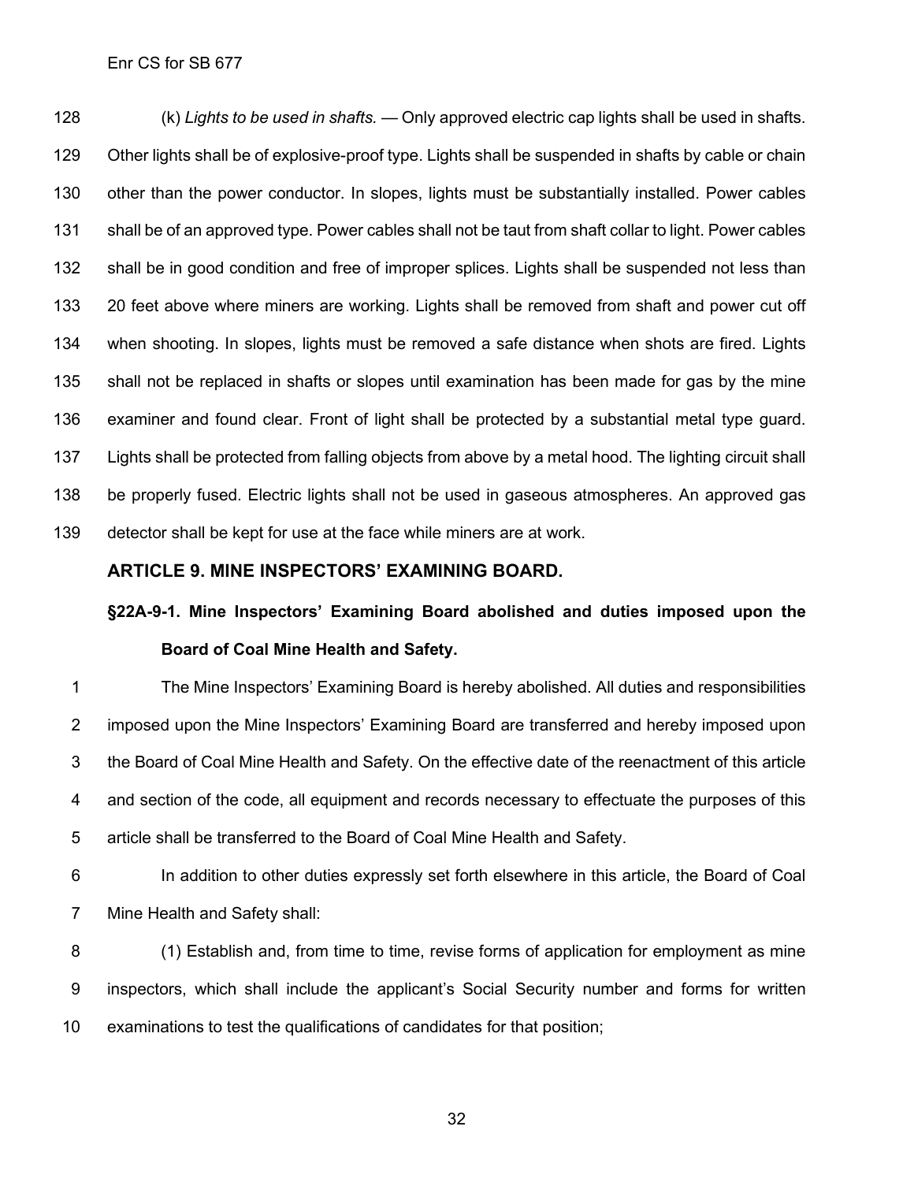(k) *Lights to be used in shafts.* — Only approved electric cap lights shall be used in shafts. Other lights shall be of explosive-proof type. Lights shall be suspended in shafts by cable or chain other than the power conductor. In slopes, lights must be substantially installed. Power cables shall be of an approved type. Power cables shall not be taut from shaft collar to light. Power cables shall be in good condition and free of improper splices. Lights shall be suspended not less than 20 feet above where miners are working. Lights shall be removed from shaft and power cut off when shooting. In slopes, lights must be removed a safe distance when shots are fired. Lights shall not be replaced in shafts or slopes until examination has been made for gas by the mine examiner and found clear. Front of light shall be protected by a substantial metal type guard. Lights shall be protected from falling objects from above by a metal hood. The lighting circuit shall be properly fused. Electric lights shall not be used in gaseous atmospheres. An approved gas detector shall be kept for use at the face while miners are at work.

## ARTICLE 9. MINE INSPECTORS' EXAMINING BOARD.

### §22A-9-1. Mine Inspectors' Examining Board abolished and duties imposed upon the Board of Coal Mine Health and Safety.

The Mine Inspectors' Examining Board is hereby abolished. All duties and responsibilities imposed upon the Mine Inspectors' Examining Board are transferred and hereby imposed upon the Board of Coal Mine Health and Safety. On the effective date of the reenactment of this article and section of the code, all equipment and records necessary to effectuate the purposes of this article shall be transferred to the Board of Coal Mine Health and Safety.

In addition to other duties expressly set forth elsewhere in this article, the Board of Coal Mine Health and Safety shall:

(1) Establish and, from time to time, revise forms of application for employment as mine inspectors, which shall include the applicant's Social Security number and forms for written examinations to test the qualifications of candidates for that position;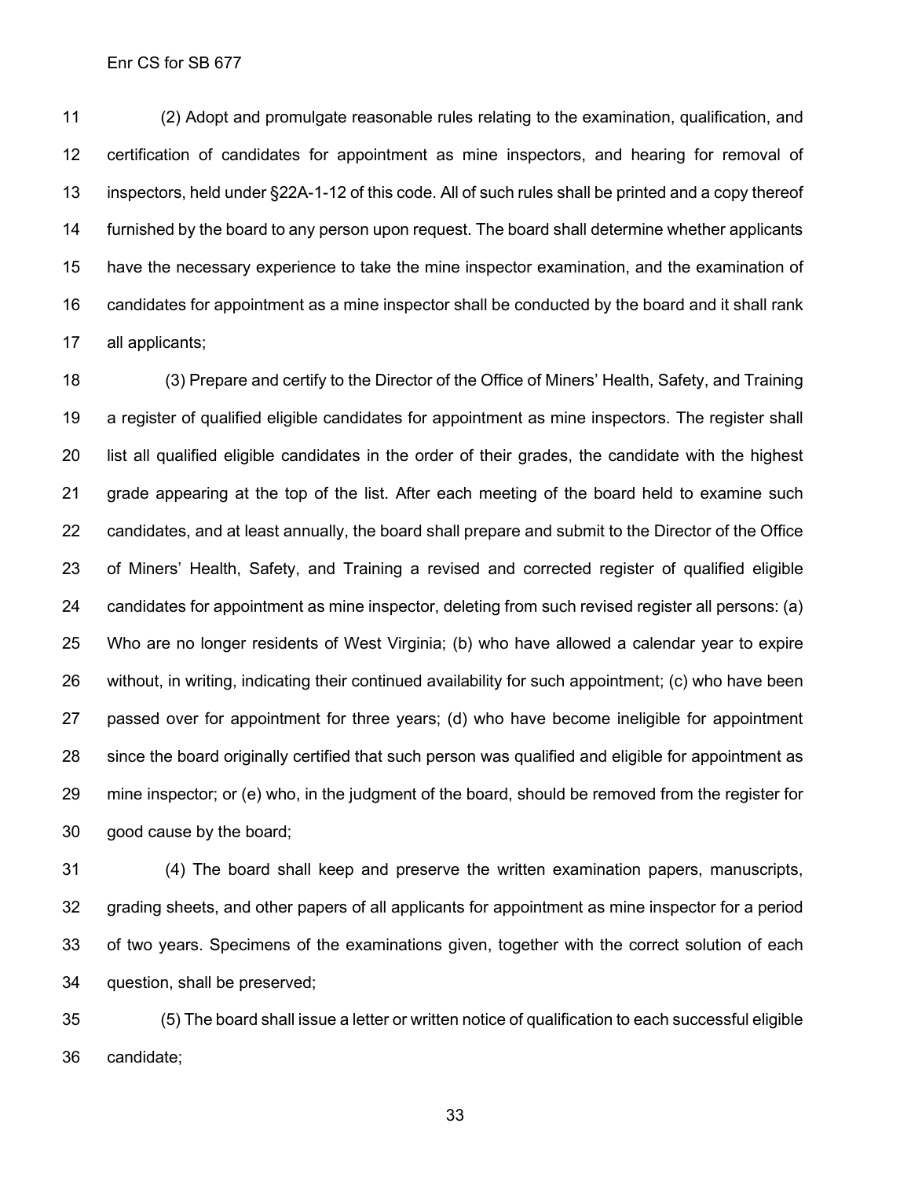(2) Adopt and promulgate reasonable rules relating to the examination, qualification, and certification of candidates for appointment as mine inspectors, and hearing for removal of inspectors, held under §22A-1-12 of this code. All of such rules shall be printed and a copy thereof furnished by the board to any person upon request. The board shall determine whether applicants have the necessary experience to take the mine inspector examination, and the examination of candidates for appointment as a mine inspector shall be conducted by the board and it shall rank all applicants;

(3) Prepare and certify to the Director of the Office of Miners' Health, Safety, and Training a register of qualified eligible candidates for appointment as mine inspectors. The register shall list all qualified eligible candidates in the order of their grades, the candidate with the highest grade appearing at the top of the list. After each meeting of the board held to examine such candidates, and at least annually, the board shall prepare and submit to the Director of the Office of Miners' Health, Safety, and Training a revised and corrected register of qualified eligible candidates for appointment as mine inspector, deleting from such revised register all persons: (a) Who are no longer residents of West Virginia; (b) who have allowed a calendar year to expire without, in writing, indicating their continued availability for such appointment; (c) who have been passed over for appointment for three years; (d) who have become ineligible for appointment since the board originally certified that such person was qualified and eligible for appointment as mine inspector; or (e) who, in the judgment of the board, should be removed from the register for good cause by the board;

(4) The board shall keep and preserve the written examination papers, manuscripts, grading sheets, and other papers of all applicants for appointment as mine inspector for a period of two years. Specimens of the examinations given, together with the correct solution of each question, shall be preserved;

(5) The board shall issue a letter or written notice of qualification to each successful eligible candidate;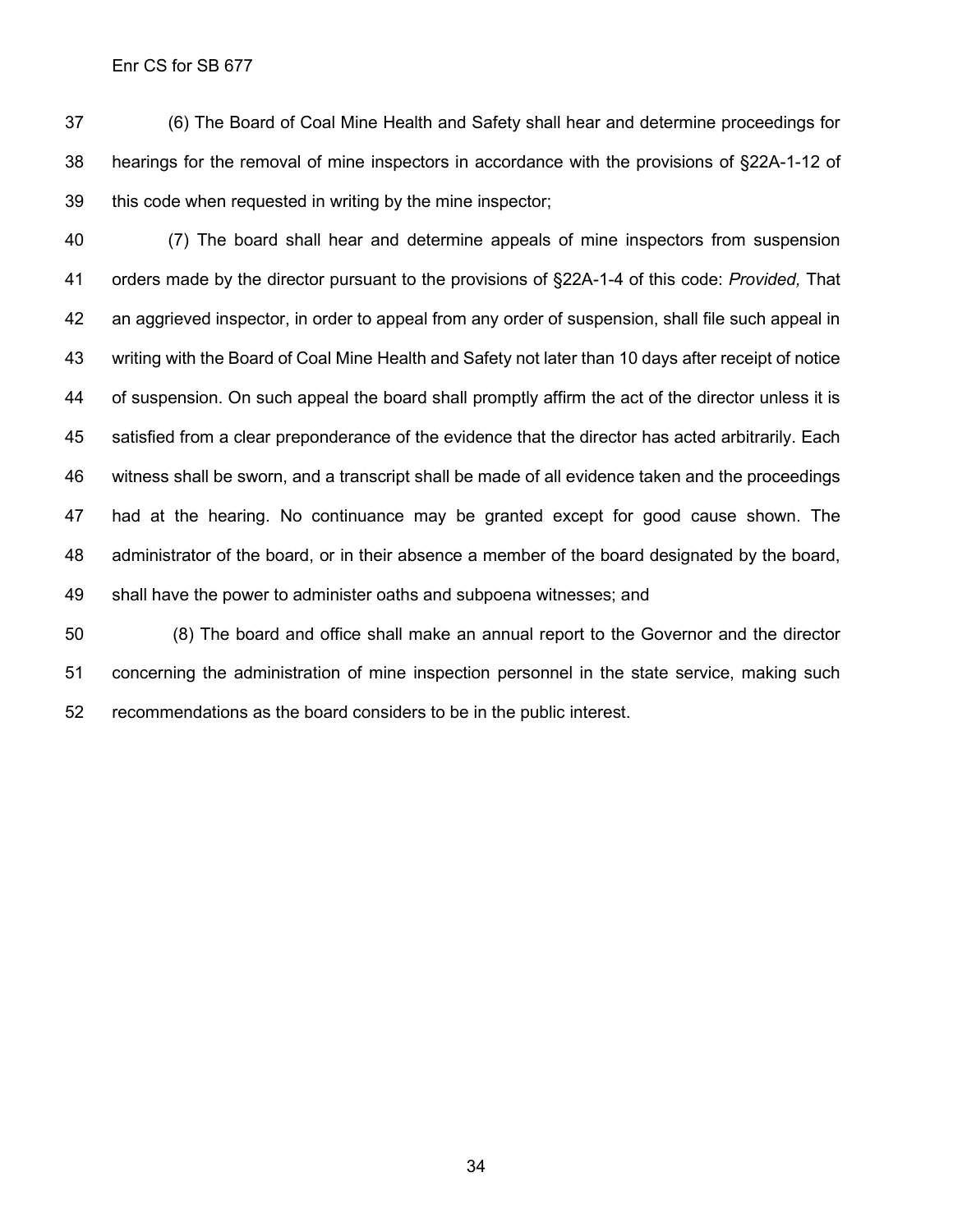(6) The Board of Coal Mine Health and Safety shall hear and determine proceedings for hearings for the removal of mine inspectors in accordance with the provisions of §22A-1-12 of this code when requested in writing by the mine inspector;

(7) The board shall hear and determine appeals of mine inspectors from suspension orders made by the director pursuant to the provisions of §22A-1-4 of this code: *Provided,* That an aggrieved inspector, in order to appeal from any order of suspension, shall file such appeal in writing with the Board of Coal Mine Health and Safety not later than 10 days after receipt of notice of suspension. On such appeal the board shall promptly affirm the act of the director unless it is satisfied from a clear preponderance of the evidence that the director has acted arbitrarily. Each witness shall be sworn, and a transcript shall be made of all evidence taken and the proceedings had at the hearing. No continuance may be granted except for good cause shown. The administrator of the board, or in their absence a member of the board designated by the board, shall have the power to administer oaths and subpoena witnesses; and

(8) The board and office shall make an annual report to the Governor and the director concerning the administration of mine inspection personnel in the state service, making such recommendations as the board considers to be in the public interest.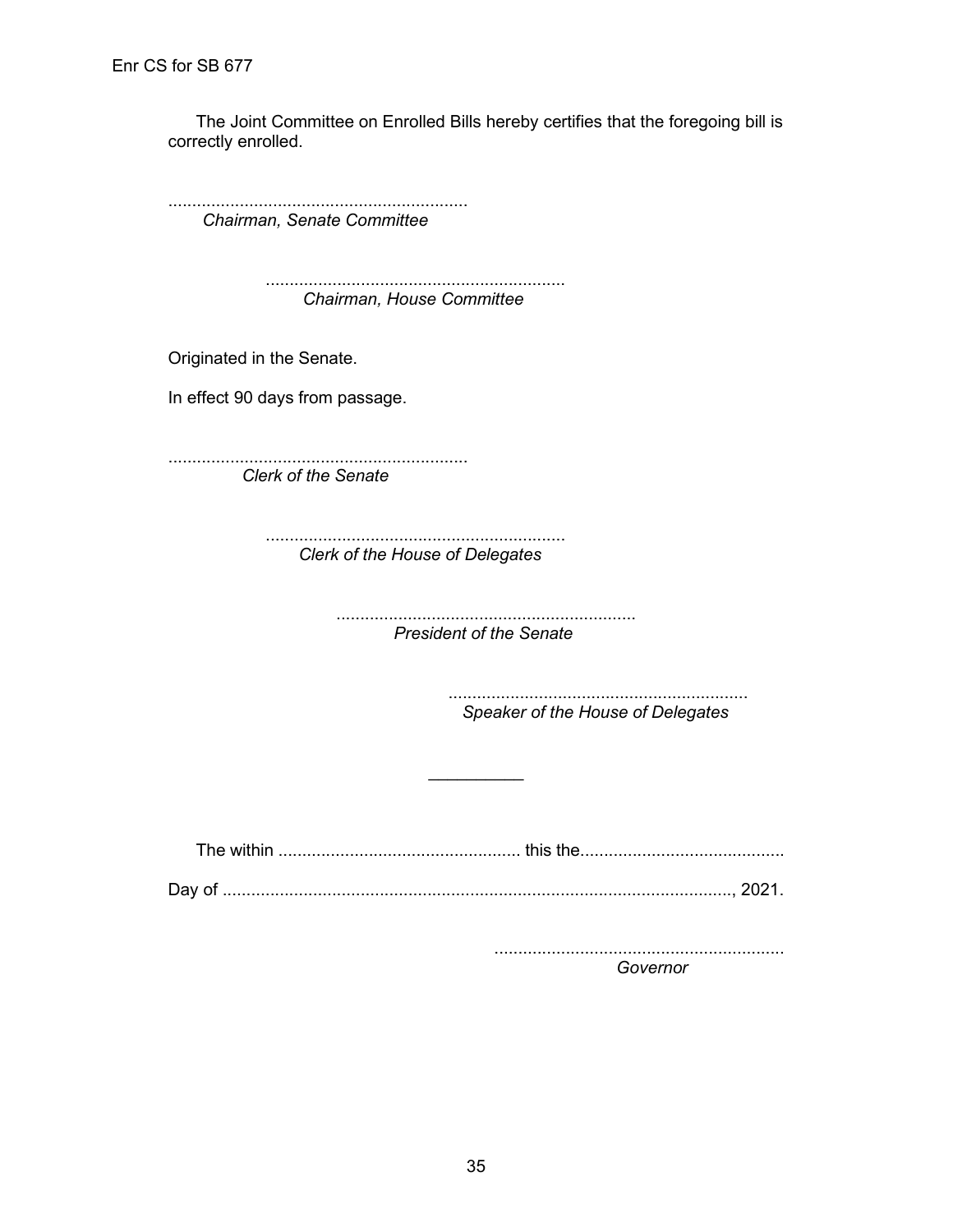The Joint Committee on Enrolled Bills hereby certifies that the foregoing bill is correctly enrolled.

...............................................................
*Chairman, Senate Committee*

...............................................................
*Chairman, House Committee*

Originated in the Senate.

In effect 90 days from passage.

...............................................................
*Clerk of the Senate*

...............................................................
*Clerk of the House of Delegates*

...............................................................
*President of the Senate*

...............................................................
*Speaker of the House of Delegates*

__________

The within .................................................. this the..........................................

Day of .........................................................................................................., 2021.

............................................................
*Governor*